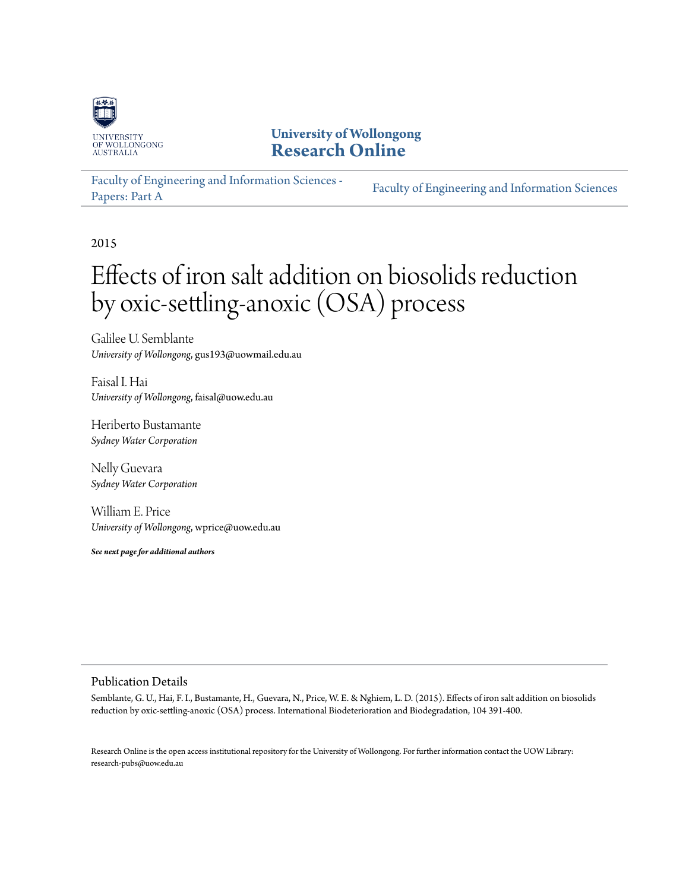University of Wollongong
Research Online

Faculty of Engineering and Information Sciences - Papers: Part A

Faculty of Engineering and Information Sciences

2015

# Effects of iron salt addition on biosolids reduction by oxic-settling-anoxic (OSA) process

Galilee U. Semblante
*University of Wollongong*, gus193@uowmail.edu.au

Faisal I. Hai
*University of Wollongong*, faisal@uow.edu.au

Heriberto Bustamante
*Sydney Water Corporation*

Nelly Guevara
*Sydney Water Corporation*

William E. Price
*University of Wollongong*, wprice@uow.edu.au

***See next page for additional authors***

## Publication Details

Semblante, G. U., Hai, F. I., Bustamante, H., Guevara, N., Price, W. E. & Nghiem, L. D. (2015). Effects of iron salt addition on biosolids reduction by oxic-settling-anoxic (OSA) process. International Biodeterioration and Biodegradation, 104 391-400.

Research Online is the open access institutional repository for the University of Wollongong. For further information contact the UOW Library: research-pubs@uow.edu.au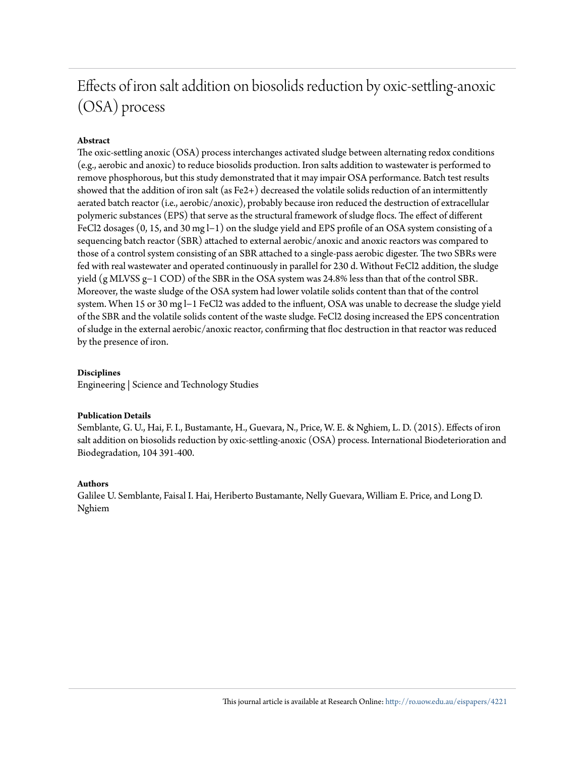# Effects of iron salt addition on biosolids reduction by oxic-settling-anoxic (OSA) process

### Abstract

The oxic-settling anoxic (OSA) process interchanges activated sludge between alternating redox conditions (e.g., aerobic and anoxic) to reduce biosolids production. Iron salts addition to wastewater is performed to remove phosphorous, but this study demonstrated that it may impair OSA performance. Batch test results showed that the addition of iron salt (as $Fe^{2+}$) decreased the volatile solids reduction of an intermittently aerated batch reactor (i.e., aerobic/anoxic), probably because iron reduced the destruction of extracellular polymeric substances (EPS) that serve as the structural framework of sludge flocs. The effect of different $FeCl_2$ dosages (0, 15, and 30 mg $l^{-1}$) on the sludge yield and EPS profile of an OSA system consisting of a sequencing batch reactor (SBR) attached to external aerobic/anoxic and anoxic reactors was compared to those of a control system consisting of an SBR attached to a single-pass aerobic digester. The two SBRs were fed with real wastewater and operated continuously in parallel for 230 d. Without $FeCl_2$ addition, the sludge yield (g MLVSS $g^{-1}$ COD) of the SBR in the OSA system was 24.8% less than that of the control SBR. Moreover, the waste sludge of the OSA system had lower volatile solids content than that of the control system. When 15 or 30 mg $l^{-1}$ $FeCl_2$ was added to the influent, OSA was unable to decrease the sludge yield of the SBR and the volatile solids content of the waste sludge. $FeCl_2$ dosing increased the EPS concentration of sludge in the external aerobic/anoxic reactor, confirming that floc destruction in that reactor was reduced by the presence of iron.

### Disciplines

Engineering | Science and Technology Studies

### Publication Details

Semblante, G. U., Hai, F. I., Bustamante, H., Guevara, N., Price, W. E. & Nghiem, L. D. (2015). Effects of iron salt addition on biosolids reduction by oxic-settling-anoxic (OSA) process. International Biodeterioration and Biodegradation, 104 391-400.

### Authors

Galilee U. Semblante, Faisal I. Hai, Heriberto Bustamante, Nelly Guevara, William E. Price, and Long D. Nghiem

This journal article is available at Research Online: http://ro.uow.edu.au/eispapers/4221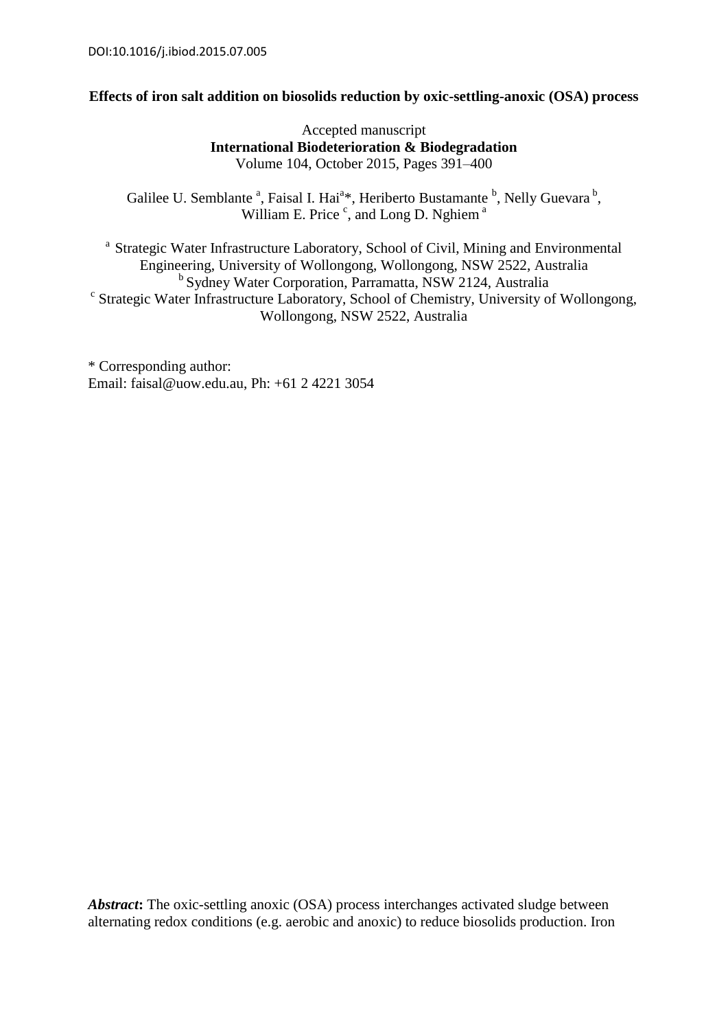DOI:10.1016/j.ibiod.2015.07.005

**Effects of iron salt addition on biosolids reduction by oxic-settling-anoxic (OSA) process**

Accepted manuscript
**International Biodeterioration & Biodegradation**
Volume 104, October 2015, Pages 391–400

Galilee U. Semblante [a], Faisal I. Hai[a]*, Heriberto Bustamante [b], Nelly Guevara [b], William E. Price [c], and Long D. Nghiem [a]

[a] Strategic Water Infrastructure Laboratory, School of Civil, Mining and Environmental Engineering, University of Wollongong, Wollongong, NSW 2522, Australia
[b] Sydney Water Corporation, Parramatta, NSW 2124, Australia
[c] Strategic Water Infrastructure Laboratory, School of Chemistry, University of Wollongong, Wollongong, NSW 2522, Australia

\* Corresponding author:
Email: faisal@uow.edu.au, Ph: +61 2 4221 3054

***Abstract*:** The oxic-settling anoxic (OSA) process interchanges activated sludge between alternating redox conditions (e.g. aerobic and anoxic) to reduce biosolids production. Iron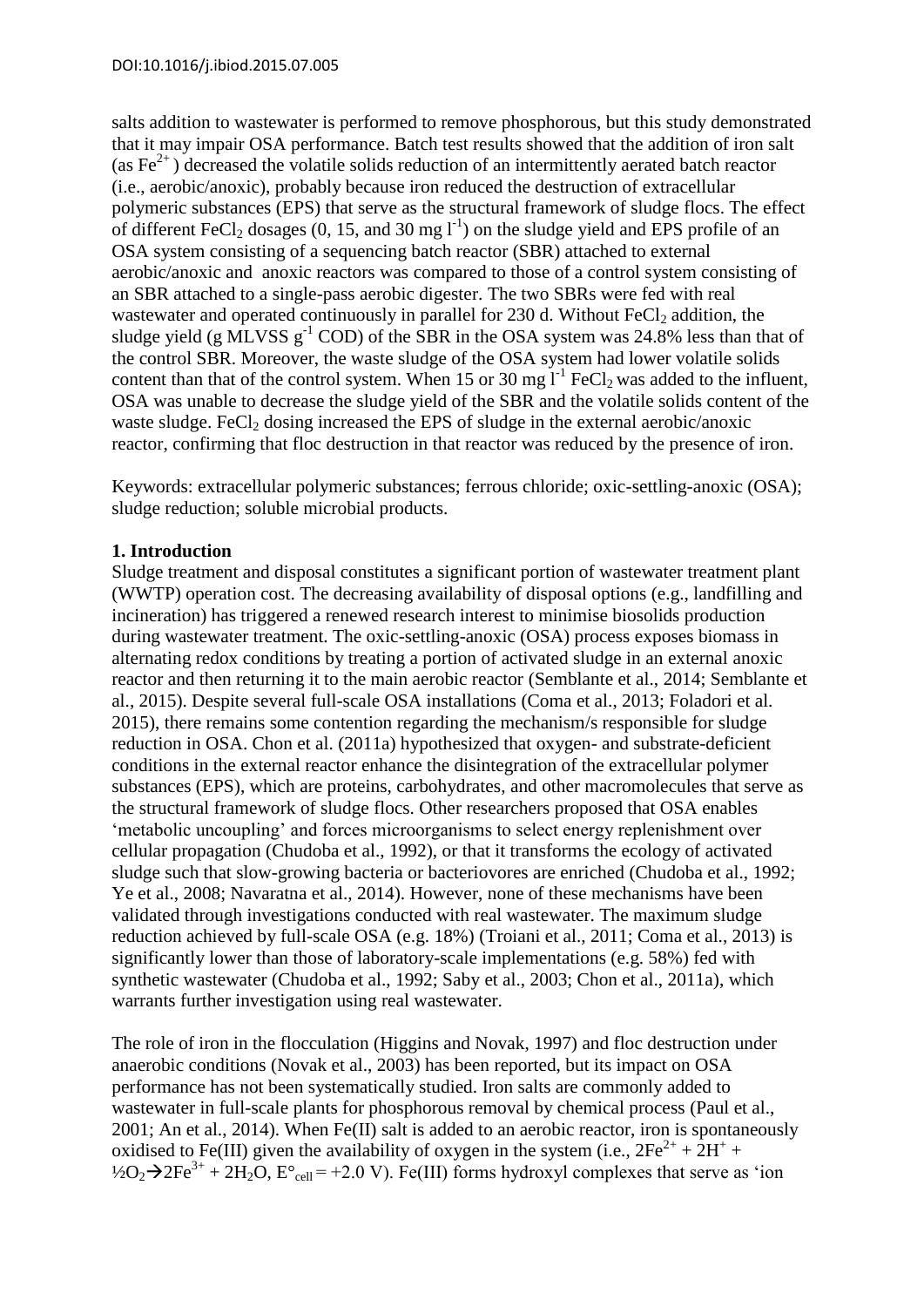salts addition to wastewater is performed to remove phosphorous, but this study demonstrated that it may impair OSA performance. Batch test results showed that the addition of iron salt (as $Fe^{2+}$ ) decreased the volatile solids reduction of an intermittently aerated batch reactor (i.e., aerobic/anoxic), probably because iron reduced the destruction of extracellular polymeric substances (EPS) that serve as the structural framework of sludge flocs. The effect of different $FeCl_2$ dosages (0, 15, and 30 mg $l^{-1}$) on the sludge yield and EPS profile of an OSA system consisting of a sequencing batch reactor (SBR) attached to external aerobic/anoxic and anoxic reactors was compared to those of a control system consisting of an SBR attached to a single-pass aerobic digester. The two SBRs were fed with real wastewater and operated continuously in parallel for 230 d. Without $FeCl_2$ addition, the sludge yield (g MLVSS $g^{-1}$ COD) of the SBR in the OSA system was 24.8% less than that of the control SBR. Moreover, the waste sludge of the OSA system had lower volatile solids content than that of the control system. When 15 or 30 mg $l^{-1}$ $FeCl_2$ was added to the influent, OSA was unable to decrease the sludge yield of the SBR and the volatile solids content of the waste sludge. $FeCl_2$ dosing increased the EPS of sludge in the external aerobic/anoxic reactor, confirming that floc destruction in that reactor was reduced by the presence of iron.

Keywords: extracellular polymeric substances; ferrous chloride; oxic-settling-anoxic (OSA); sludge reduction; soluble microbial products.

## 1. Introduction

Sludge treatment and disposal constitutes a significant portion of wastewater treatment plant (WWTP) operation cost. The decreasing availability of disposal options (e.g., landfilling and incineration) has triggered a renewed research interest to minimise biosolids production during wastewater treatment. The oxic-settling-anoxic (OSA) process exposes biomass in alternating redox conditions by treating a portion of activated sludge in an external anoxic reactor and then returning it to the main aerobic reactor (Semblante et al., 2014; Semblante et al., 2015). Despite several full-scale OSA installations (Coma et al., 2013; Foladori et al. 2015), there remains some contention regarding the mechanism/s responsible for sludge reduction in OSA. Chon et al. (2011a) hypothesized that oxygen- and substrate-deficient conditions in the external reactor enhance the disintegration of the extracellular polymer substances (EPS), which are proteins, carbohydrates, and other macromolecules that serve as the structural framework of sludge flocs. Other researchers proposed that OSA enables 'metabolic uncoupling' and forces microorganisms to select energy replenishment over cellular propagation (Chudoba et al., 1992), or that it transforms the ecology of activated sludge such that slow-growing bacteria or bacteriovores are enriched (Chudoba et al., 1992; Ye et al., 2008; Navaratna et al., 2014). However, none of these mechanisms have been validated through investigations conducted with real wastewater. The maximum sludge reduction achieved by full-scale OSA (e.g. 18%) (Troiani et al., 2011; Coma et al., 2013) is significantly lower than those of laboratory-scale implementations (e.g. 58%) fed with synthetic wastewater (Chudoba et al., 1992; Saby et al., 2003; Chon et al., 2011a), which warrants further investigation using real wastewater.

The role of iron in the flocculation (Higgins and Novak, 1997) and floc destruction under anaerobic conditions (Novak et al., 2003) has been reported, but its impact on OSA performance has not been systematically studied. Iron salts are commonly added to wastewater in full-scale plants for phosphorous removal by chemical process (Paul et al., 2001; An et al., 2014). When Fe(II) salt is added to an aerobic reactor, iron is spontaneously oxidised to Fe(III) given the availability of oxygen in the system (i.e., $2Fe^{2+} + 2H^+ + \frac{1}{2}O_2 \rightarrow 2Fe^{3+} + 2H_2O$, $E^\circ_{cell} = +2.0$ V). Fe(III) forms hydroxyl complexes that serve as 'ion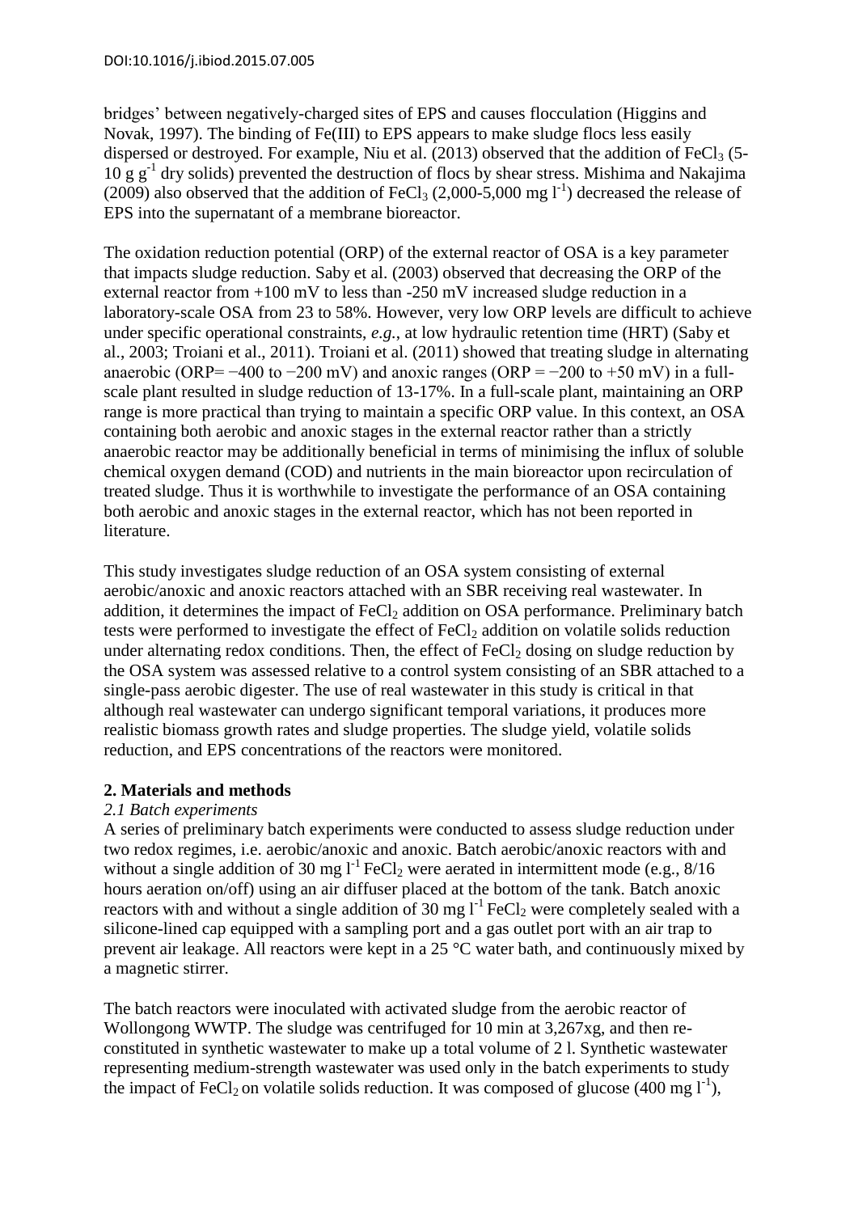bridges' between negatively-charged sites of EPS and causes flocculation (Higgins and Novak, 1997). The binding of Fe(III) to EPS appears to make sludge flocs less easily dispersed or destroyed. For example, Niu et al. (2013) observed that the addition of $FeCl_3$ (5-10 g $g^{-1}$ dry solids) prevented the destruction of flocs by shear stress. Mishima and Nakajima (2009) also observed that the addition of $FeCl_3$ (2,000-5,000 mg $l^{-1}$) decreased the release of EPS into the supernatant of a membrane bioreactor.

The oxidation reduction potential (ORP) of the external reactor of OSA is a key parameter that impacts sludge reduction. Saby et al. (2003) observed that decreasing the ORP of the external reactor from +100 mV to less than -250 mV increased sludge reduction in a laboratory-scale OSA from 23 to 58%. However, very low ORP levels are difficult to achieve under specific operational constraints, *e.g.*, at low hydraulic retention time (HRT) (Saby et al., 2003; Troiani et al., 2011). Troiani et al. (2011) showed that treating sludge in alternating anaerobic (ORP= −400 to −200 mV) and anoxic ranges (ORP = −200 to +50 mV) in a full-scale plant resulted in sludge reduction of 13-17%. In a full-scale plant, maintaining an ORP range is more practical than trying to maintain a specific ORP value. In this context, an OSA containing both aerobic and anoxic stages in the external reactor rather than a strictly anaerobic reactor may be additionally beneficial in terms of minimising the influx of soluble chemical oxygen demand (COD) and nutrients in the main bioreactor upon recirculation of treated sludge. Thus it is worthwhile to investigate the performance of an OSA containing both aerobic and anoxic stages in the external reactor, which has not been reported in literature.

This study investigates sludge reduction of an OSA system consisting of external aerobic/anoxic and anoxic reactors attached with an SBR receiving real wastewater. In addition, it determines the impact of $FeCl_2$ addition on OSA performance. Preliminary batch tests were performed to investigate the effect of $FeCl_2$ addition on volatile solids reduction under alternating redox conditions. Then, the effect of $FeCl_2$ dosing on sludge reduction by the OSA system was assessed relative to a control system consisting of an SBR attached to a single-pass aerobic digester. The use of real wastewater in this study is critical in that although real wastewater can undergo significant temporal variations, it produces more realistic biomass growth rates and sludge properties. The sludge yield, volatile solids reduction, and EPS concentrations of the reactors were monitored.

## 2. Materials and methods

### *2.1 Batch experiments*

A series of preliminary batch experiments were conducted to assess sludge reduction under two redox regimes, i.e. aerobic/anoxic and anoxic. Batch aerobic/anoxic reactors with and without a single addition of 30 mg $l^{-1}$ $FeCl_2$ were aerated in intermittent mode (e.g., 8/16 hours aeration on/off) using an air diffuser placed at the bottom of the tank. Batch anoxic reactors with and without a single addition of 30 mg $l^{-1}$ $FeCl_2$ were completely sealed with a silicone-lined cap equipped with a sampling port and a gas outlet port with an air trap to prevent air leakage. All reactors were kept in a 25 °C water bath, and continuously mixed by a magnetic stirrer.

The batch reactors were inoculated with activated sludge from the aerobic reactor of Wollongong WWTP. The sludge was centrifuged for 10 min at 3,267xg, and then re-constituted in synthetic wastewater to make up a total volume of 2 l. Synthetic wastewater representing medium-strength wastewater was used only in the batch experiments to study the impact of $FeCl_2$ on volatile solids reduction. It was composed of glucose (400 mg $l^{-1}$),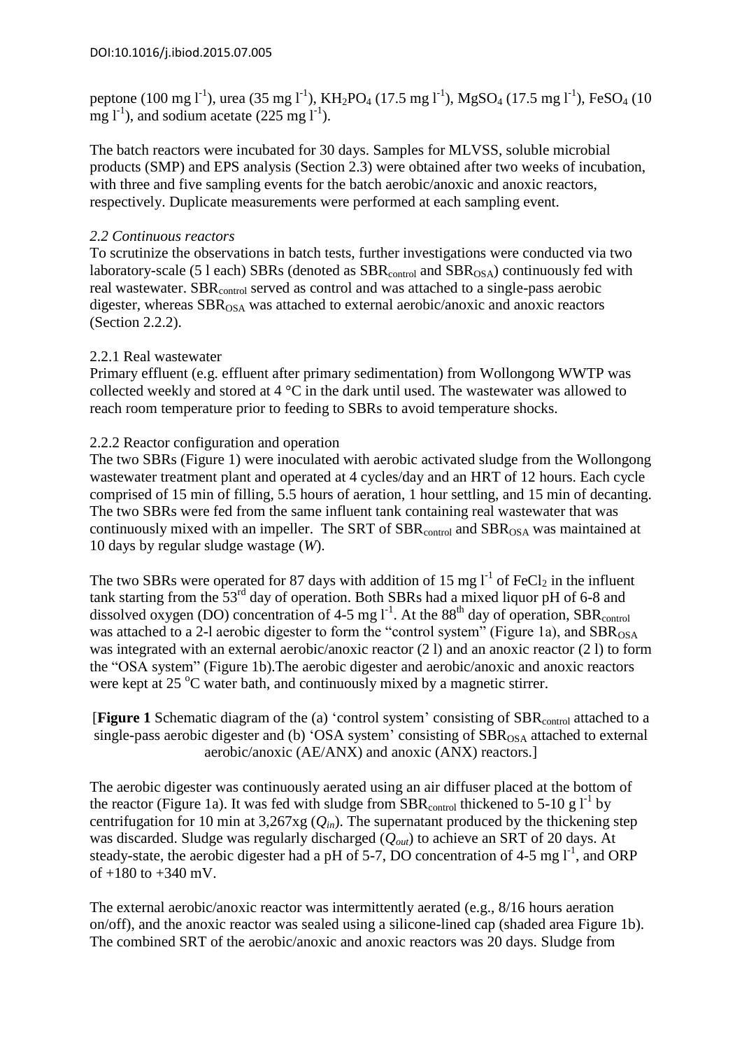peptone (100 mg $l^{-1}$), urea (35 mg $l^{-1}$), $KH_2PO_4$ (17.5 mg $l^{-1}$), $MgSO_4$ (17.5 mg $l^{-1}$), $FeSO_4$ (10 mg $l^{-1}$), and sodium acetate (225 mg $l^{-1}$).

The batch reactors were incubated for 30 days. Samples for MLVSS, soluble microbial products (SMP) and EPS analysis (Section 2.3) were obtained after two weeks of incubation, with three and five sampling events for the batch aerobic/anoxic and anoxic reactors, respectively. Duplicate measurements were performed at each sampling event.

### *2.2 Continuous reactors*

To scrutinize the observations in batch tests, further investigations were conducted via two laboratory-scale (5 l each) SBRs (denoted as $SBR_{control}$ and $SBR_{OSA}$) continuously fed with real wastewater. $SBR_{control}$ served as control and was attached to a single-pass aerobic digester, whereas $SBR_{OSA}$ was attached to external aerobic/anoxic and anoxic reactors (Section 2.2.2).

#### 2.2.1 Real wastewater

Primary effluent (e.g. effluent after primary sedimentation) from Wollongong WWTP was collected weekly and stored at 4 °C in the dark until used. The wastewater was allowed to reach room temperature prior to feeding to SBRs to avoid temperature shocks.

#### 2.2.2 Reactor configuration and operation

The two SBRs (Figure 1) were inoculated with aerobic activated sludge from the Wollongong wastewater treatment plant and operated at 4 cycles/day and an HRT of 12 hours. Each cycle comprised of 15 min of filling, 5.5 hours of aeration, 1 hour settling, and 15 min of decanting. The two SBRs were fed from the same influent tank containing real wastewater that was continuously mixed with an impeller. The SRT of $SBR_{control}$ and $SBR_{OSA}$ was maintained at 10 days by regular sludge wastage (*W*).

The two SBRs were operated for 87 days with addition of 15 mg $l^{-1}$ of $FeCl_2$ in the influent tank starting from the 53rd day of operation. Both SBRs had a mixed liquor pH of 6-8 and dissolved oxygen (DO) concentration of 4-5 mg $l^{-1}$. At the 88th day of operation, $SBR_{control}$ was attached to a 2-l aerobic digester to form the "control system" (Figure 1a), and $SBR_{OSA}$ was integrated with an external aerobic/anoxic reactor (2 l) and an anoxic reactor (2 l) to form the "OSA system" (Figure 1b).The aerobic digester and aerobic/anoxic and anoxic reactors were kept at 25 °C water bath, and continuously mixed by a magnetic stirrer.

[**Figure 1** Schematic diagram of the (a) 'control system' consisting of $SBR_{control}$ attached to a single-pass aerobic digester and (b) 'OSA system' consisting of $SBR_{OSA}$ attached to external aerobic/anoxic (AE/ANX) and anoxic (ANX) reactors.]

The aerobic digester was continuously aerated using an air diffuser placed at the bottom of the reactor (Figure 1a). It was fed with sludge from $SBR_{control}$ thickened to 5-10 g $l^{-1}$ by centrifugation for 10 min at 3,267xg ($Q_{in}$). The supernatant produced by the thickening step was discarded. Sludge was regularly discharged ($Q_{out}$) to achieve an SRT of 20 days. At steady-state, the aerobic digester had a pH of 5-7, DO concentration of 4-5 mg $l^{-1}$, and ORP of +180 to +340 mV.

The external aerobic/anoxic reactor was intermittently aerated (e.g., 8/16 hours aeration on/off), and the anoxic reactor was sealed using a silicone-lined cap (shaded area Figure 1b). The combined SRT of the aerobic/anoxic and anoxic reactors was 20 days. Sludge from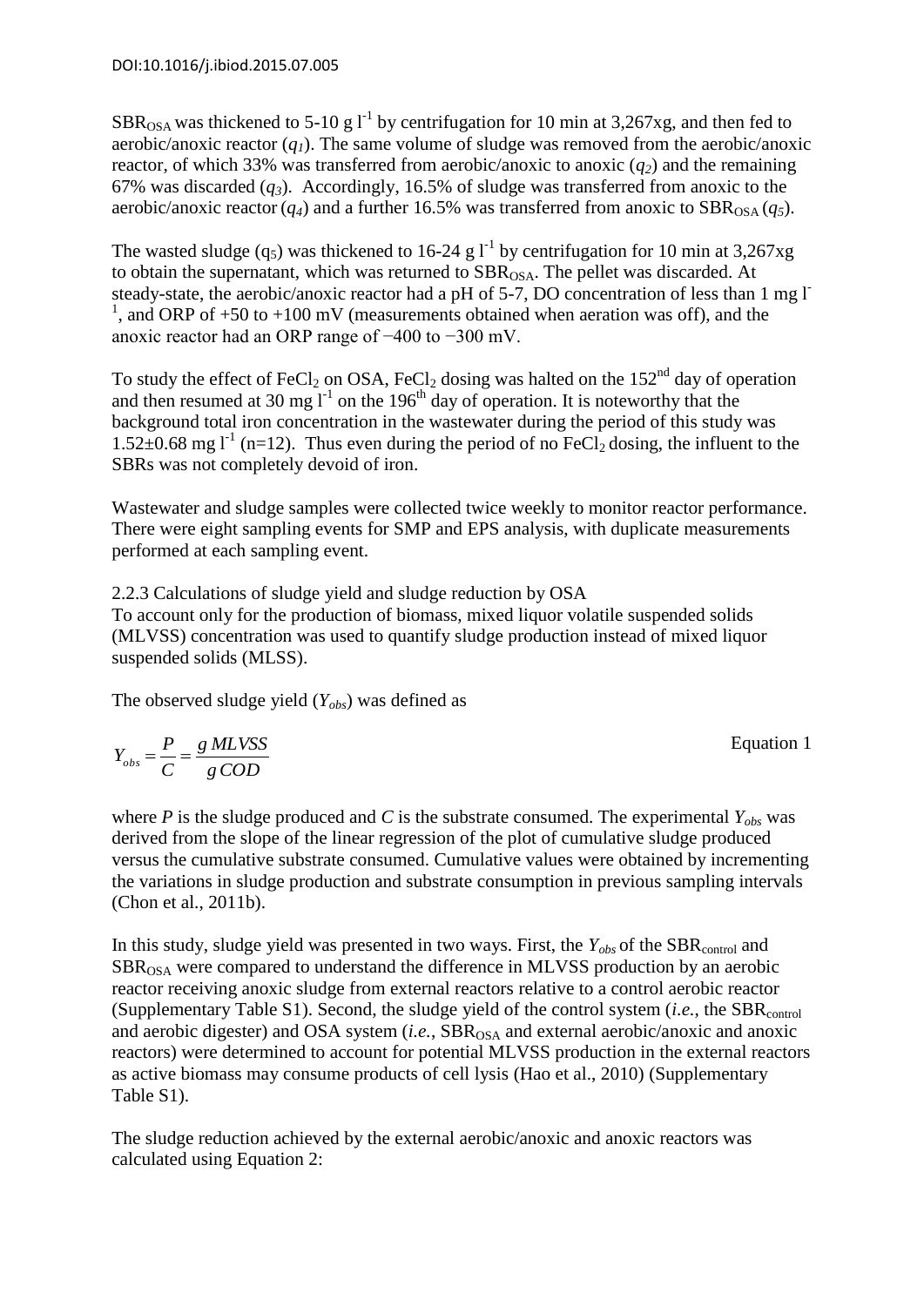$SBR_{OSA}$ was thickened to 5-10 g $l^{-1}$ by centrifugation for 10 min at 3,267xg, and then fed to aerobic/anoxic reactor ($q_1$). The same volume of sludge was removed from the aerobic/anoxic reactor, of which 33% was transferred from aerobic/anoxic to anoxic ($q_2$) and the remaining 67% was discarded ($q_3$). Accordingly, 16.5% of sludge was transferred from anoxic to the aerobic/anoxic reactor ($q_4$) and a further 16.5% was transferred from anoxic to $SBR_{OSA}$ ($q_5$).

The wasted sludge ($q_5$) was thickened to 16-24 g $l^{-1}$ by centrifugation for 10 min at 3,267xg to obtain the supernatant, which was returned to $SBR_{OSA}$. The pellet was discarded. At steady-state, the aerobic/anoxic reactor had a pH of 5-7, DO concentration of less than 1 mg $l^{-1}$, and ORP of +50 to +100 mV (measurements obtained when aeration was off), and the anoxic reactor had an ORP range of −400 to −300 mV.

To study the effect of $FeCl_2$ on OSA, $FeCl_2$ dosing was halted on the 152nd day of operation and then resumed at 30 mg $l^{-1}$ on the 196th day of operation. It is noteworthy that the background total iron concentration in the wastewater during the period of this study was 1.52±0.68 mg $l^{-1}$ (n=12). Thus even during the period of no $FeCl_2$ dosing, the influent to the SBRs was not completely devoid of iron.

Wastewater and sludge samples were collected twice weekly to monitor reactor performance. There were eight sampling events for SMP and EPS analysis, with duplicate measurements performed at each sampling event.

### 2.2.3 Calculations of sludge yield and sludge reduction by OSA

To account only for the production of biomass, mixed liquor volatile suspended solids (MLVSS) concentration was used to quantify sludge production instead of mixed liquor suspended solids (MLSS).

The observed sludge yield ($Y_{obs}$) was defined as

$$Y_{obs} = \frac{P}{C} = \frac{g\,MLVSS}{g\,COD} \qquad \text{Equation 1}$$

where *P* is the sludge produced and *C* is the substrate consumed. The experimental $Y_{obs}$ was derived from the slope of the linear regression of the plot of cumulative sludge produced versus the cumulative substrate consumed. Cumulative values were obtained by incrementing the variations in sludge production and substrate consumption in previous sampling intervals (Chon et al., 2011b).

In this study, sludge yield was presented in two ways. First, the $Y_{obs}$ of the $SBR_{control}$ and $SBR_{OSA}$ were compared to understand the difference in MLVSS production by an aerobic reactor receiving anoxic sludge from external reactors relative to a control aerobic reactor (Supplementary Table S1). Second, the sludge yield of the control system (*i.e.*, the $SBR_{control}$ and aerobic digester) and OSA system (*i.e.*, $SBR_{OSA}$ and external aerobic/anoxic and anoxic reactors) were determined to account for potential MLVSS production in the external reactors as active biomass may consume products of cell lysis (Hao et al., 2010) (Supplementary Table S1).

The sludge reduction achieved by the external aerobic/anoxic and anoxic reactors was calculated using Equation 2: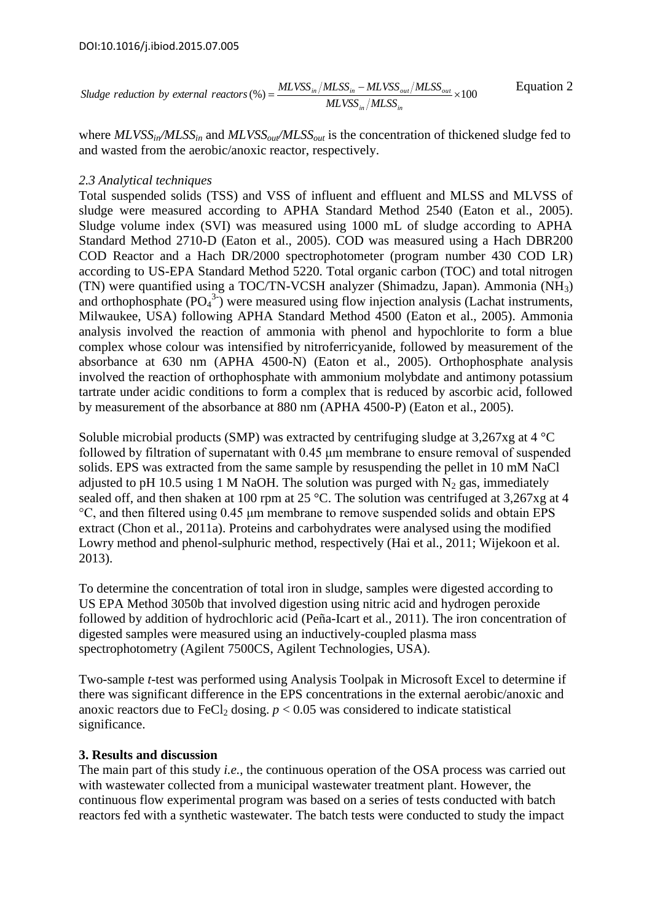$$Sludge\ reduction\ by\ external\ reactors\,(\%) = \frac{MLVSS_{in}/MLSS_{in} - MLVSS_{out}/MLSS_{out}}{MLVSS_{in}/MLSS_{in}} \times 100 \qquad \text{Equation 2}$$

where $MLVSS_{in}/MLSS_{in}$ and $MLVSS_{out}/MLSS_{out}$ is the concentration of thickened sludge fed to and wasted from the aerobic/anoxic reactor, respectively.

*2.3 Analytical techniques*

Total suspended solids (TSS) and VSS of influent and effluent and MLSS and MLVSS of sludge were measured according to APHA Standard Method 2540 (Eaton et al., 2005). Sludge volume index (SVI) was measured using 1000 mL of sludge according to APHA Standard Method 2710-D (Eaton et al., 2005). COD was measured using a Hach DBR200 COD Reactor and a Hach DR/2000 spectrophotometer (program number 430 COD LR) according to US-EPA Standard Method 5220. Total organic carbon (TOC) and total nitrogen (TN) were quantified using a TOC/TN-VCSH analyzer (Shimadzu, Japan). Ammonia ($NH_3$) and orthophosphate ($PO_4^{3-}$) were measured using flow injection analysis (Lachat instruments, Milwaukee, USA) following APHA Standard Method 4500 (Eaton et al., 2005). Ammonia analysis involved the reaction of ammonia with phenol and hypochlorite to form a blue complex whose colour was intensified by nitroferricyanide, followed by measurement of the absorbance at 630 nm (APHA 4500-N) (Eaton et al., 2005). Orthophosphate analysis involved the reaction of orthophosphate with ammonium molybdate and antimony potassium tartrate under acidic conditions to form a complex that is reduced by ascorbic acid, followed by measurement of the absorbance at 880 nm (APHA 4500-P) (Eaton et al., 2005).

Soluble microbial products (SMP) was extracted by centrifuging sludge at 3,267xg at 4 °C followed by filtration of supernatant with 0.45 μm membrane to ensure removal of suspended solids. EPS was extracted from the same sample by resuspending the pellet in 10 mM NaCl adjusted to pH 10.5 using 1 M NaOH. The solution was purged with $N_2$ gas, immediately sealed off, and then shaken at 100 rpm at 25 °C. The solution was centrifuged at 3,267xg at 4 °C, and then filtered using 0.45 μm membrane to remove suspended solids and obtain EPS extract (Chon et al., 2011a). Proteins and carbohydrates were analysed using the modified Lowry method and phenol-sulphuric method, respectively (Hai et al., 2011; Wijekoon et al. 2013).

To determine the concentration of total iron in sludge, samples were digested according to US EPA Method 3050b that involved digestion using nitric acid and hydrogen peroxide followed by addition of hydrochloric acid (Peña-Icart et al., 2011). The iron concentration of digested samples were measured using an inductively-coupled plasma mass spectrophotometry (Agilent 7500CS, Agilent Technologies, USA).

Two-sample *t*-test was performed using Analysis Toolpak in Microsoft Excel to determine if there was significant difference in the EPS concentrations in the external aerobic/anoxic and anoxic reactors due to $FeCl_2$ dosing. $p < 0.05$ was considered to indicate statistical significance.

**3. Results and discussion**

The main part of this study *i.e.*, the continuous operation of the OSA process was carried out with wastewater collected from a municipal wastewater treatment plant. However, the continuous flow experimental program was based on a series of tests conducted with batch reactors fed with a synthetic wastewater. The batch tests were conducted to study the impact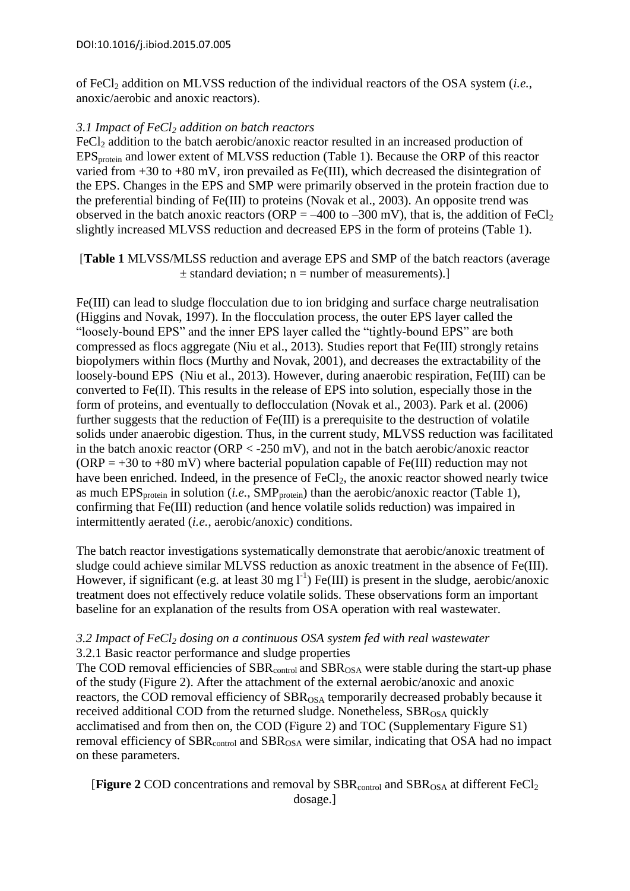of $FeCl_2$ addition on MLVSS reduction of the individual reactors of the OSA system (*i.e.*, anoxic/aerobic and anoxic reactors).

### *3.1 Impact of $FeCl_2$ addition on batch reactors*

$FeCl_2$ addition to the batch aerobic/anoxic reactor resulted in an increased production of $EPS_{protein}$ and lower extent of MLVSS reduction (Table 1). Because the ORP of this reactor varied from +30 to +80 mV, iron prevailed as Fe(III), which decreased the disintegration of the EPS. Changes in the EPS and SMP were primarily observed in the protein fraction due to the preferential binding of Fe(III) to proteins (Novak et al., 2003). An opposite trend was observed in the batch anoxic reactors (ORP = –400 to –300 mV), that is, the addition of $FeCl_2$ slightly increased MLVSS reduction and decreased EPS in the form of proteins (Table 1).

[**Table 1** MLVSS/MLSS reduction and average EPS and SMP of the batch reactors (average ± standard deviation; n = number of measurements).]

Fe(III) can lead to sludge flocculation due to ion bridging and surface charge neutralisation (Higgins and Novak, 1997). In the flocculation process, the outer EPS layer called the "loosely-bound EPS" and the inner EPS layer called the "tightly-bound EPS" are both compressed as flocs aggregate (Niu et al., 2013). Studies report that Fe(III) strongly retains biopolymers within flocs (Murthy and Novak, 2001), and decreases the extractability of the loosely-bound EPS (Niu et al., 2013). However, during anaerobic respiration, Fe(III) can be converted to Fe(II). This results in the release of EPS into solution, especially those in the form of proteins, and eventually to deflocculation (Novak et al., 2003). Park et al. (2006) further suggests that the reduction of Fe(III) is a prerequisite to the destruction of volatile solids under anaerobic digestion. Thus, in the current study, MLVSS reduction was facilitated in the batch anoxic reactor (ORP < -250 mV), and not in the batch aerobic/anoxic reactor (ORP = +30 to +80 mV) where bacterial population capable of Fe(III) reduction may not have been enriched. Indeed, in the presence of $FeCl_2$, the anoxic reactor showed nearly twice as much $EPS_{protein}$ in solution (*i.e.*, $SMP_{protein}$) than the aerobic/anoxic reactor (Table 1), confirming that Fe(III) reduction (and hence volatile solids reduction) was impaired in intermittently aerated (*i.e.*, aerobic/anoxic) conditions.

The batch reactor investigations systematically demonstrate that aerobic/anoxic treatment of sludge could achieve similar MLVSS reduction as anoxic treatment in the absence of Fe(III). However, if significant (e.g. at least 30 mg $l^{-1}$) Fe(III) is present in the sludge, aerobic/anoxic treatment does not effectively reduce volatile solids. These observations form an important baseline for an explanation of the results from OSA operation with real wastewater.

### *3.2 Impact of $FeCl_2$ dosing on a continuous OSA system fed with real wastewater*

#### 3.2.1 Basic reactor performance and sludge properties

The COD removal efficiencies of $SBR_{control}$ and $SBR_{OSA}$ were stable during the start-up phase of the study (Figure 2). After the attachment of the external aerobic/anoxic and anoxic reactors, the COD removal efficiency of $SBR_{OSA}$ temporarily decreased probably because it received additional COD from the returned sludge. Nonetheless, $SBR_{OSA}$ quickly acclimatised and from then on, the COD (Figure 2) and TOC (Supplementary Figure S1) removal efficiency of $SBR_{control}$ and $SBR_{OSA}$ were similar, indicating that OSA had no impact on these parameters.

[**Figure 2** COD concentrations and removal by $SBR_{control}$ and $SBR_{OSA}$ at different $FeCl_2$ dosage.]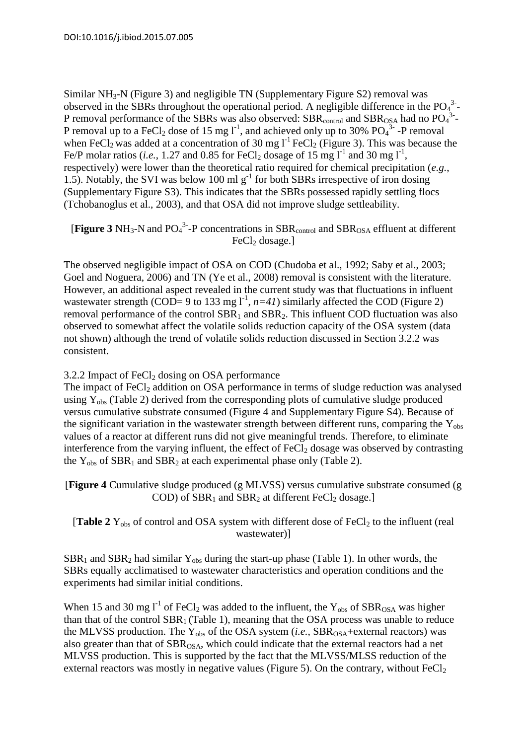Similar $NH_3$-N (Figure 3) and negligible TN (Supplementary Figure S2) removal was observed in the SBRs throughout the operational period. A negligible difference in the $PO_4^{3-}$-P removal performance of the SBRs was also observed: $SBR_{control}$ and $SBR_{OSA}$ had no $PO_4^{3-}$-P removal up to a $FeCl_2$ dose of 15 mg $l^{-1}$, and achieved only up to 30% $PO_4^{3-}$ -P removal when $FeCl_2$ was added at a concentration of 30 mg $l^{-1}$ $FeCl_2$ (Figure 3). This was because the Fe/P molar ratios (*i.e.*, 1.27 and 0.85 for $FeCl_2$ dosage of 15 mg $l^{-1}$ and 30 mg $l^{-1}$, respectively) were lower than the theoretical ratio required for chemical precipitation (*e.g.*, 1.5). Notably, the SVI was below 100 ml $g^{-1}$ for both SBRs irrespective of iron dosing (Supplementary Figure S3). This indicates that the SBRs possessed rapidly settling flocs (Tchobanoglus et al., 2003), and that OSA did not improve sludge settleability.

[**Figure 3** $NH_3$-N and $PO_4^{3-}$-P concentrations in $SBR_{control}$ and $SBR_{OSA}$ effluent at different $FeCl_2$ dosage.]

The observed negligible impact of OSA on COD (Chudoba et al., 1992; Saby et al., 2003; Goel and Noguera, 2006) and TN (Ye et al., 2008) removal is consistent with the literature. However, an additional aspect revealed in the current study was that fluctuations in influent wastewater strength (COD= 9 to 133 mg $l^{-1}$, $n=41$) similarly affected the COD (Figure 2) removal performance of the control $SBR_1$ and $SBR_2$. This influent COD fluctuation was also observed to somewhat affect the volatile solids reduction capacity of the OSA system (data not shown) although the trend of volatile solids reduction discussed in Section 3.2.2 was consistent.

3.2.2 Impact of $FeCl_2$ dosing on OSA performance

The impact of $FeCl_2$ addition on OSA performance in terms of sludge reduction was analysed using $Y_{obs}$ (Table 2) derived from the corresponding plots of cumulative sludge produced versus cumulative substrate consumed (Figure 4 and Supplementary Figure S4). Because of the significant variation in the wastewater strength between different runs, comparing the $Y_{obs}$ values of a reactor at different runs did not give meaningful trends. Therefore, to eliminate interference from the varying influent, the effect of $FeCl_2$ dosage was observed by contrasting the $Y_{obs}$ of $SBR_1$ and $SBR_2$ at each experimental phase only (Table 2).

[**Figure 4** Cumulative sludge produced (g MLVSS) versus cumulative substrate consumed (g COD) of $SBR_1$ and $SBR_2$ at different $FeCl_2$ dosage.]

[**Table 2** $Y_{obs}$ of control and OSA system with different dose of $FeCl_2$ to the influent (real wastewater)]

$SBR_1$ and $SBR_2$ had similar $Y_{obs}$ during the start-up phase (Table 1). In other words, the SBRs equally acclimatised to wastewater characteristics and operation conditions and the experiments had similar initial conditions.

When 15 and 30 mg $l^{-1}$ of $FeCl_2$ was added to the influent, the $Y_{obs}$ of $SBR_{OSA}$ was higher than that of the control $SBR_1$ (Table 1), meaning that the OSA process was unable to reduce the MLVSS production. The $Y_{obs}$ of the OSA system (*i.e.*, $SBR_{OSA}$+external reactors) was also greater than that of $SBR_{OSA}$, which could indicate that the external reactors had a net MLVSS production. This is supported by the fact that the MLVSS/MLSS reduction of the external reactors was mostly in negative values (Figure 5). On the contrary, without $FeCl_2$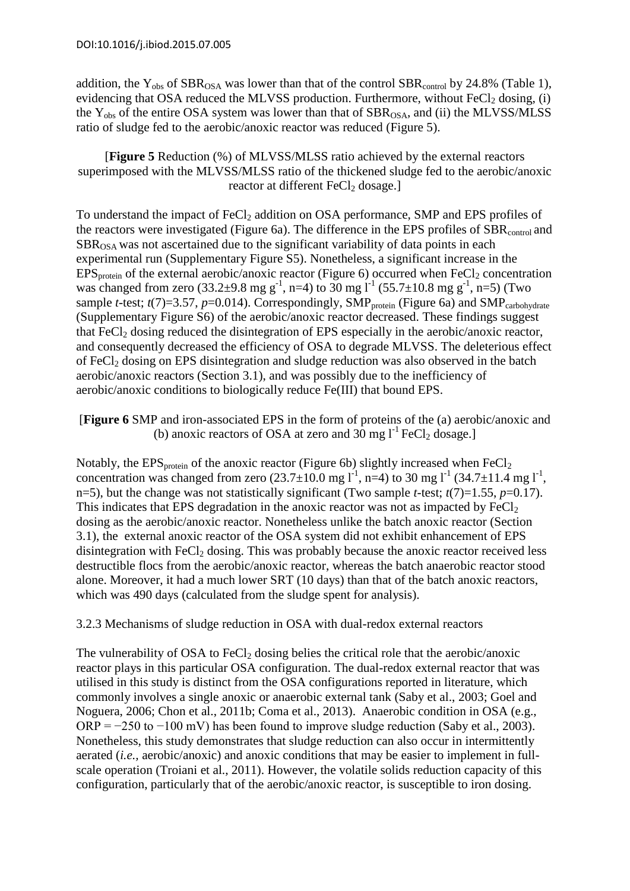addition, the $Y_{obs}$ of $SBR_{OSA}$ was lower than that of the control $SBR_{control}$ by 24.8% (Table 1), evidencing that OSA reduced the MLVSS production. Furthermore, without $FeCl_2$ dosing, (i) the $Y_{obs}$ of the entire OSA system was lower than that of $SBR_{OSA}$, and (ii) the MLVSS/MLSS ratio of sludge fed to the aerobic/anoxic reactor was reduced (Figure 5).

[**Figure 5** Reduction (%) of MLVSS/MLSS ratio achieved by the external reactors superimposed with the MLVSS/MLSS ratio of the thickened sludge fed to the aerobic/anoxic reactor at different $FeCl_2$ dosage.]

To understand the impact of $FeCl_2$ addition on OSA performance, SMP and EPS profiles of the reactors were investigated (Figure 6a). The difference in the EPS profiles of $SBR_{control}$ and $SBR_{OSA}$ was not ascertained due to the significant variability of data points in each experimental run (Supplementary Figure S5). Nonetheless, a significant increase in the $EPS_{protein}$ of the external aerobic/anoxic reactor (Figure 6) occurred when $FeCl_2$ concentration was changed from zero (33.2±9.8 mg $g^{-1}$, n=4) to 30 mg $l^{-1}$ (55.7±10.8 mg $g^{-1}$, n=5) (Two sample *t*-test; $t(7)=3.57$, $p=0.014$). Correspondingly, $SMP_{protein}$ (Figure 6a) and $SMP_{carbohydrate}$ (Supplementary Figure S6) of the aerobic/anoxic reactor decreased. These findings suggest that $FeCl_2$ dosing reduced the disintegration of EPS especially in the aerobic/anoxic reactor, and consequently decreased the efficiency of OSA to degrade MLVSS. The deleterious effect of $FeCl_2$ dosing on EPS disintegration and sludge reduction was also observed in the batch aerobic/anoxic reactors (Section 3.1), and was possibly due to the inefficiency of aerobic/anoxic conditions to biologically reduce Fe(III) that bound EPS.

[**Figure 6** SMP and iron-associated EPS in the form of proteins of the (a) aerobic/anoxic and (b) anoxic reactors of OSA at zero and 30 mg $l^{-1}$ $FeCl_2$ dosage.]

Notably, the $EPS_{protein}$ of the anoxic reactor (Figure 6b) slightly increased when $FeCl_2$ concentration was changed from zero (23.7±10.0 mg $l^{-1}$, n=4) to 30 mg $l^{-1}$ (34.7±11.4 mg $l^{-1}$, n=5), but the change was not statistically significant (Two sample *t*-test; $t(7)=1.55$, $p=0.17$). This indicates that EPS degradation in the anoxic reactor was not as impacted by $FeCl_2$ dosing as the aerobic/anoxic reactor. Nonetheless unlike the batch anoxic reactor (Section 3.1), the external anoxic reactor of the OSA system did not exhibit enhancement of EPS disintegration with $FeCl_2$ dosing. This was probably because the anoxic reactor received less destructible flocs from the aerobic/anoxic reactor, whereas the batch anaerobic reactor stood alone. Moreover, it had a much lower SRT (10 days) than that of the batch anoxic reactors, which was 490 days (calculated from the sludge spent for analysis).

### 3.2.3 Mechanisms of sludge reduction in OSA with dual-redox external reactors

The vulnerability of OSA to $FeCl_2$ dosing belies the critical role that the aerobic/anoxic reactor plays in this particular OSA configuration. The dual-redox external reactor that was utilised in this study is distinct from the OSA configurations reported in literature, which commonly involves a single anoxic or anaerobic external tank (Saby et al., 2003; Goel and Noguera, 2006; Chon et al., 2011b; Coma et al., 2013). Anaerobic condition in OSA (e.g., ORP = −250 to −100 mV) has been found to improve sludge reduction (Saby et al., 2003). Nonetheless, this study demonstrates that sludge reduction can also occur in intermittently aerated (*i.e.,* aerobic/anoxic) and anoxic conditions that may be easier to implement in full-scale operation (Troiani et al., 2011). However, the volatile solids reduction capacity of this configuration, particularly that of the aerobic/anoxic reactor, is susceptible to iron dosing.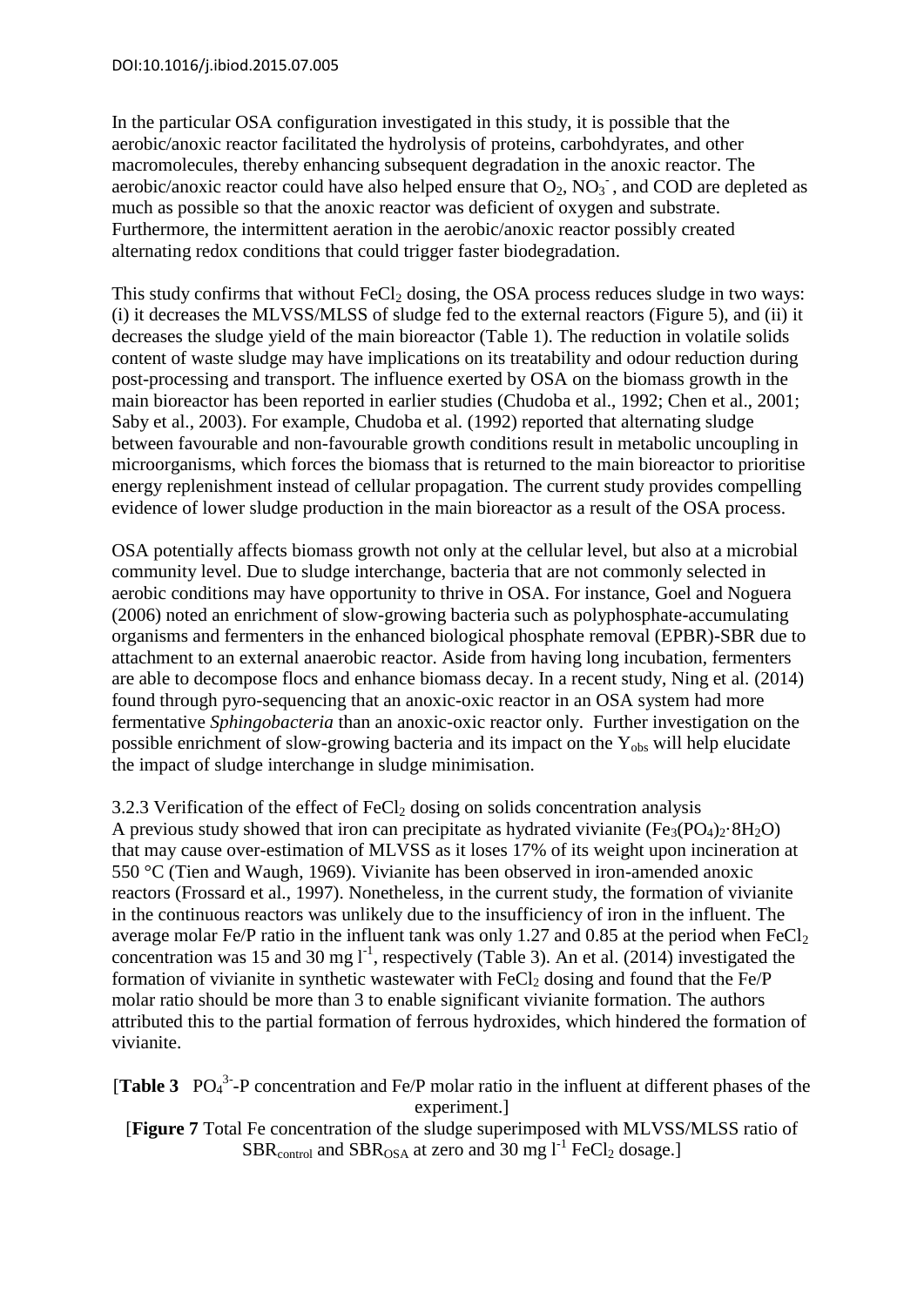In the particular OSA configuration investigated in this study, it is possible that the aerobic/anoxic reactor facilitated the hydrolysis of proteins, carbohdyrates, and other macromolecules, thereby enhancing subsequent degradation in the anoxic reactor. The aerobic/anoxic reactor could have also helped ensure that $O_2$, $NO_3^-$, and COD are depleted as much as possible so that the anoxic reactor was deficient of oxygen and substrate. Furthermore, the intermittent aeration in the aerobic/anoxic reactor possibly created alternating redox conditions that could trigger faster biodegradation.

This study confirms that without $FeCl_2$ dosing, the OSA process reduces sludge in two ways: (i) it decreases the MLVSS/MLSS of sludge fed to the external reactors (Figure 5), and (ii) it decreases the sludge yield of the main bioreactor (Table 1). The reduction in volatile solids content of waste sludge may have implications on its treatability and odour reduction during post-processing and transport. The influence exerted by OSA on the biomass growth in the main bioreactor has been reported in earlier studies (Chudoba et al., 1992; Chen et al., 2001; Saby et al., 2003). For example, Chudoba et al. (1992) reported that alternating sludge between favourable and non-favourable growth conditions result in metabolic uncoupling in microorganisms, which forces the biomass that is returned to the main bioreactor to prioritise energy replenishment instead of cellular propagation. The current study provides compelling evidence of lower sludge production in the main bioreactor as a result of the OSA process.

OSA potentially affects biomass growth not only at the cellular level, but also at a microbial community level. Due to sludge interchange, bacteria that are not commonly selected in aerobic conditions may have opportunity to thrive in OSA. For instance, Goel and Noguera (2006) noted an enrichment of slow-growing bacteria such as polyphosphate-accumulating organisms and fermenters in the enhanced biological phosphate removal (EPBR)-SBR due to attachment to an external anaerobic reactor. Aside from having long incubation, fermenters are able to decompose flocs and enhance biomass decay. In a recent study, Ning et al. (2014) found through pyro-sequencing that an anoxic-oxic reactor in an OSA system had more fermentative *Sphingobacteria* than an anoxic-oxic reactor only. Further investigation on the possible enrichment of slow-growing bacteria and its impact on the $Y_{obs}$ will help elucidate the impact of sludge interchange in sludge minimisation.

3.2.3 Verification of the effect of $FeCl_2$ dosing on solids concentration analysis

A previous study showed that iron can precipitate as hydrated vivianite ($Fe_3(PO_4)_2{\cdot}8H_2O$) that may cause over-estimation of MLVSS as it loses 17% of its weight upon incineration at 550 °C (Tien and Waugh, 1969). Vivianite has been observed in iron-amended anoxic reactors (Frossard et al., 1997). Nonetheless, in the current study, the formation of vivianite in the continuous reactors was unlikely due to the insufficiency of iron in the influent. The average molar Fe/P ratio in the influent tank was only 1.27 and 0.85 at the period when $FeCl_2$ concentration was 15 and 30 mg $l^{-1}$, respectively (Table 3). An et al. (2014) investigated the formation of vivianite in synthetic wastewater with $FeCl_2$ dosing and found that the Fe/P molar ratio should be more than 3 to enable significant vivianite formation. The authors attributed this to the partial formation of ferrous hydroxides, which hindered the formation of vivianite.

[**Table 3** $PO_4^{3-}$-P concentration and Fe/P molar ratio in the influent at different phases of the experiment.]

[**Figure 7** Total Fe concentration of the sludge superimposed with MLVSS/MLSS ratio of $SBR_{control}$ and $SBR_{OSA}$ at zero and 30 mg $l^{-1}$ $FeCl_2$ dosage.]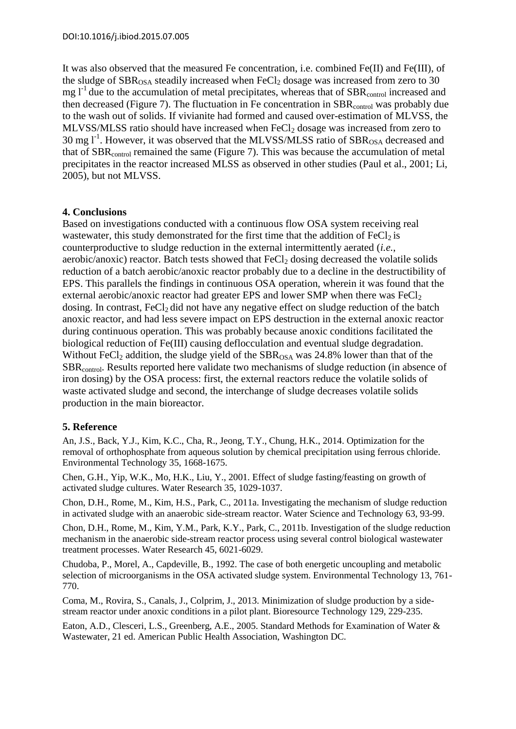It was also observed that the measured Fe concentration, i.e. combined Fe(II) and Fe(III), of the sludge of $SBR_{OSA}$ steadily increased when $FeCl_2$ dosage was increased from zero to 30 mg $l^{-1}$ due to the accumulation of metal precipitates, whereas that of $SBR_{control}$ increased and then decreased (Figure 7). The fluctuation in Fe concentration in $SBR_{control}$ was probably due to the wash out of solids. If vivianite had formed and caused over-estimation of MLVSS, the MLVSS/MLSS ratio should have increased when $FeCl_2$ dosage was increased from zero to 30 mg $l^{-1}$. However, it was observed that the MLVSS/MLSS ratio of $SBR_{OSA}$ decreased and that of $SBR_{control}$ remained the same (Figure 7). This was because the accumulation of metal precipitates in the reactor increased MLSS as observed in other studies (Paul et al., 2001; Li, 2005), but not MLVSS.

## 4. Conclusions

Based on investigations conducted with a continuous flow OSA system receiving real wastewater, this study demonstrated for the first time that the addition of $FeCl_2$ is counterproductive to sludge reduction in the external intermittently aerated (*i.e.*, aerobic/anoxic) reactor. Batch tests showed that $FeCl_2$ dosing decreased the volatile solids reduction of a batch aerobic/anoxic reactor probably due to a decline in the destructibility of EPS. This parallels the findings in continuous OSA operation, wherein it was found that the external aerobic/anoxic reactor had greater EPS and lower SMP when there was $FeCl_2$ dosing. In contrast, $FeCl_2$ did not have any negative effect on sludge reduction of the batch anoxic reactor, and had less severe impact on EPS destruction in the external anoxic reactor during continuous operation. This was probably because anoxic conditions facilitated the biological reduction of Fe(III) causing deflocculation and eventual sludge degradation. Without $FeCl_2$ addition, the sludge yield of the $SBR_{OSA}$ was 24.8% lower than that of the $SBR_{control}$. Results reported here validate two mechanisms of sludge reduction (in absence of iron dosing) by the OSA process: first, the external reactors reduce the volatile solids of waste activated sludge and second, the interchange of sludge decreases volatile solids production in the main bioreactor.

## 5. Reference

An, J.S., Back, Y.J., Kim, K.C., Cha, R., Jeong, T.Y., Chung, H.K., 2014. Optimization for the removal of orthophosphate from aqueous solution by chemical precipitation using ferrous chloride. Environmental Technology 35, 1668-1675.

Chen, G.H., Yip, W.K., Mo, H.K., Liu, Y., 2001. Effect of sludge fasting/feasting on growth of activated sludge cultures. Water Research 35, 1029-1037.

Chon, D.H., Rome, M., Kim, H.S., Park, C., 2011a. Investigating the mechanism of sludge reduction in activated sludge with an anaerobic side-stream reactor. Water Science and Technology 63, 93-99.

Chon, D.H., Rome, M., Kim, Y.M., Park, K.Y., Park, C., 2011b. Investigation of the sludge reduction mechanism in the anaerobic side-stream reactor process using several control biological wastewater treatment processes. Water Research 45, 6021-6029.

Chudoba, P., Morel, A., Capdeville, B., 1992. The case of both energetic uncoupling and metabolic selection of microorganisms in the OSA activated sludge system. Environmental Technology 13, 761-770.

Coma, M., Rovira, S., Canals, J., Colprim, J., 2013. Minimization of sludge production by a side-stream reactor under anoxic conditions in a pilot plant. Bioresource Technology 129, 229-235.

Eaton, A.D., Clesceri, L.S., Greenberg, A.E., 2005. Standard Methods for Examination of Water & Wastewater, 21 ed. American Public Health Association, Washington DC.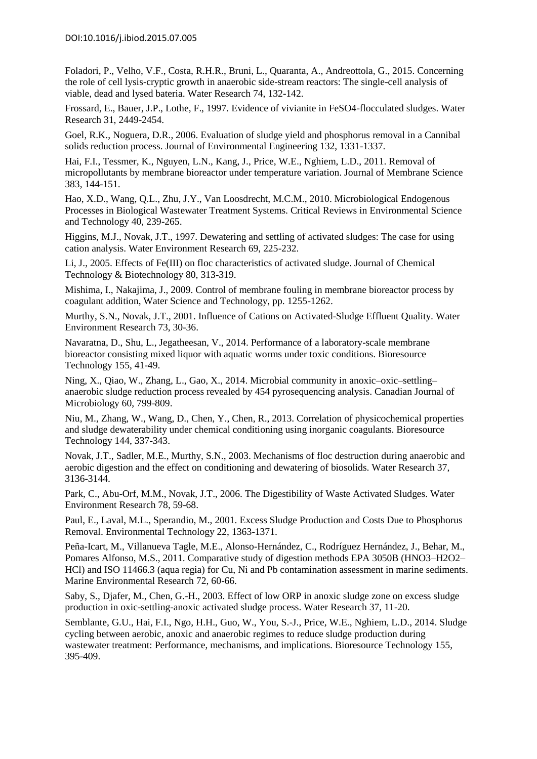Foladori, P., Velho, V.F., Costa, R.H.R., Bruni, L., Quaranta, A., Andreottola, G., 2015. Concerning the role of cell lysis-cryptic growth in anaerobic side-stream reactors: The single-cell analysis of viable, dead and lysed bateria. Water Research 74, 132-142.

Frossard, E., Bauer, J.P., Lothe, F., 1997. Evidence of vivianite in FeSO4-flocculated sludges. Water Research 31, 2449-2454.

Goel, R.K., Noguera, D.R., 2006. Evaluation of sludge yield and phosphorus removal in a Cannibal solids reduction process. Journal of Environmental Engineering 132, 1331-1337.

Hai, F.I., Tessmer, K., Nguyen, L.N., Kang, J., Price, W.E., Nghiem, L.D., 2011. Removal of micropollutants by membrane bioreactor under temperature variation. Journal of Membrane Science 383, 144-151.

Hao, X.D., Wang, Q.L., Zhu, J.Y., Van Loosdrecht, M.C.M., 2010. Microbiological Endogenous Processes in Biological Wastewater Treatment Systems. Critical Reviews in Environmental Science and Technology 40, 239-265.

Higgins, M.J., Novak, J.T., 1997. Dewatering and settling of activated sludges: The case for using cation analysis. Water Environment Research 69, 225-232.

Li, J., 2005. Effects of Fe(III) on floc characteristics of activated sludge. Journal of Chemical Technology & Biotechnology 80, 313-319.

Mishima, I., Nakajima, J., 2009. Control of membrane fouling in membrane bioreactor process by coagulant addition, Water Science and Technology, pp. 1255-1262.

Murthy, S.N., Novak, J.T., 2001. Influence of Cations on Activated-Sludge Effluent Quality. Water Environment Research 73, 30-36.

Navaratna, D., Shu, L., Jegatheesan, V., 2014. Performance of a laboratory-scale membrane bioreactor consisting mixed liquor with aquatic worms under toxic conditions. Bioresource Technology 155, 41-49.

Ning, X., Qiao, W., Zhang, L., Gao, X., 2014. Microbial community in anoxic–oxic–settling–anaerobic sludge reduction process revealed by 454 pyrosequencing analysis. Canadian Journal of Microbiology 60, 799-809.

Niu, M., Zhang, W., Wang, D., Chen, Y., Chen, R., 2013. Correlation of physicochemical properties and sludge dewaterability under chemical conditioning using inorganic coagulants. Bioresource Technology 144, 337-343.

Novak, J.T., Sadler, M.E., Murthy, S.N., 2003. Mechanisms of floc destruction during anaerobic and aerobic digestion and the effect on conditioning and dewatering of biosolids. Water Research 37, 3136-3144.

Park, C., Abu-Orf, M.M., Novak, J.T., 2006. The Digestibility of Waste Activated Sludges. Water Environment Research 78, 59-68.

Paul, E., Laval, M.L., Sperandio, M., 2001. Excess Sludge Production and Costs Due to Phosphorus Removal. Environmental Technology 22, 1363-1371.

Peña-Icart, M., Villanueva Tagle, M.E., Alonso-Hernández, C., Rodríguez Hernández, J., Behar, M., Pomares Alfonso, M.S., 2011. Comparative study of digestion methods EPA 3050B (HNO3–H2O2–HCl) and ISO 11466.3 (aqua regia) for Cu, Ni and Pb contamination assessment in marine sediments. Marine Environmental Research 72, 60-66.

Saby, S., Djafer, M., Chen, G.-H., 2003. Effect of low ORP in anoxic sludge zone on excess sludge production in oxic-settling-anoxic activated sludge process. Water Research 37, 11-20.

Semblante, G.U., Hai, F.I., Ngo, H.H., Guo, W., You, S.-J., Price, W.E., Nghiem, L.D., 2014. Sludge cycling between aerobic, anoxic and anaerobic regimes to reduce sludge production during wastewater treatment: Performance, mechanisms, and implications. Bioresource Technology 155, 395-409.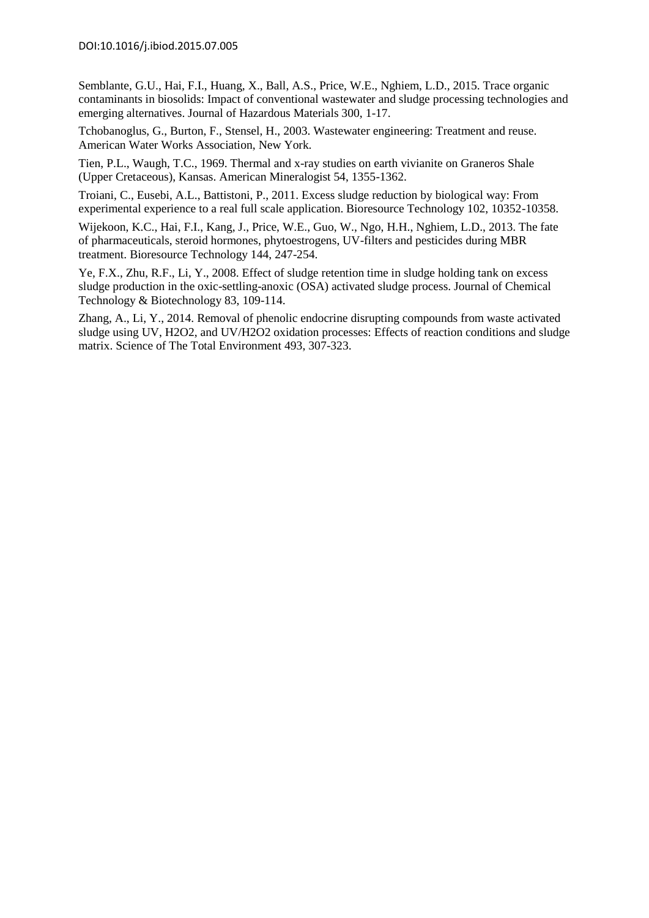Semblante, G.U., Hai, F.I., Huang, X., Ball, A.S., Price, W.E., Nghiem, L.D., 2015. Trace organic contaminants in biosolids: Impact of conventional wastewater and sludge processing technologies and emerging alternatives. Journal of Hazardous Materials 300, 1-17.

Tchobanoglus, G., Burton, F., Stensel, H., 2003. Wastewater engineering: Treatment and reuse. American Water Works Association, New York.

Tien, P.L., Waugh, T.C., 1969. Thermal and x-ray studies on earth vivianite on Graneros Shale (Upper Cretaceous), Kansas. American Mineralogist 54, 1355-1362.

Troiani, C., Eusebi, A.L., Battistoni, P., 2011. Excess sludge reduction by biological way: From experimental experience to a real full scale application. Bioresource Technology 102, 10352-10358.

Wijekoon, K.C., Hai, F.I., Kang, J., Price, W.E., Guo, W., Ngo, H.H., Nghiem, L.D., 2013. The fate of pharmaceuticals, steroid hormones, phytoestrogens, UV-filters and pesticides during MBR treatment. Bioresource Technology 144, 247-254.

Ye, F.X., Zhu, R.F., Li, Y., 2008. Effect of sludge retention time in sludge holding tank on excess sludge production in the oxic-settling-anoxic (OSA) activated sludge process. Journal of Chemical Technology & Biotechnology 83, 109-114.

Zhang, A., Li, Y., 2014. Removal of phenolic endocrine disrupting compounds from waste activated sludge using UV, $H_2O_2$, and UV/$H_2O_2$ oxidation processes: Effects of reaction conditions and sludge matrix. Science of The Total Environment 493, 307-323.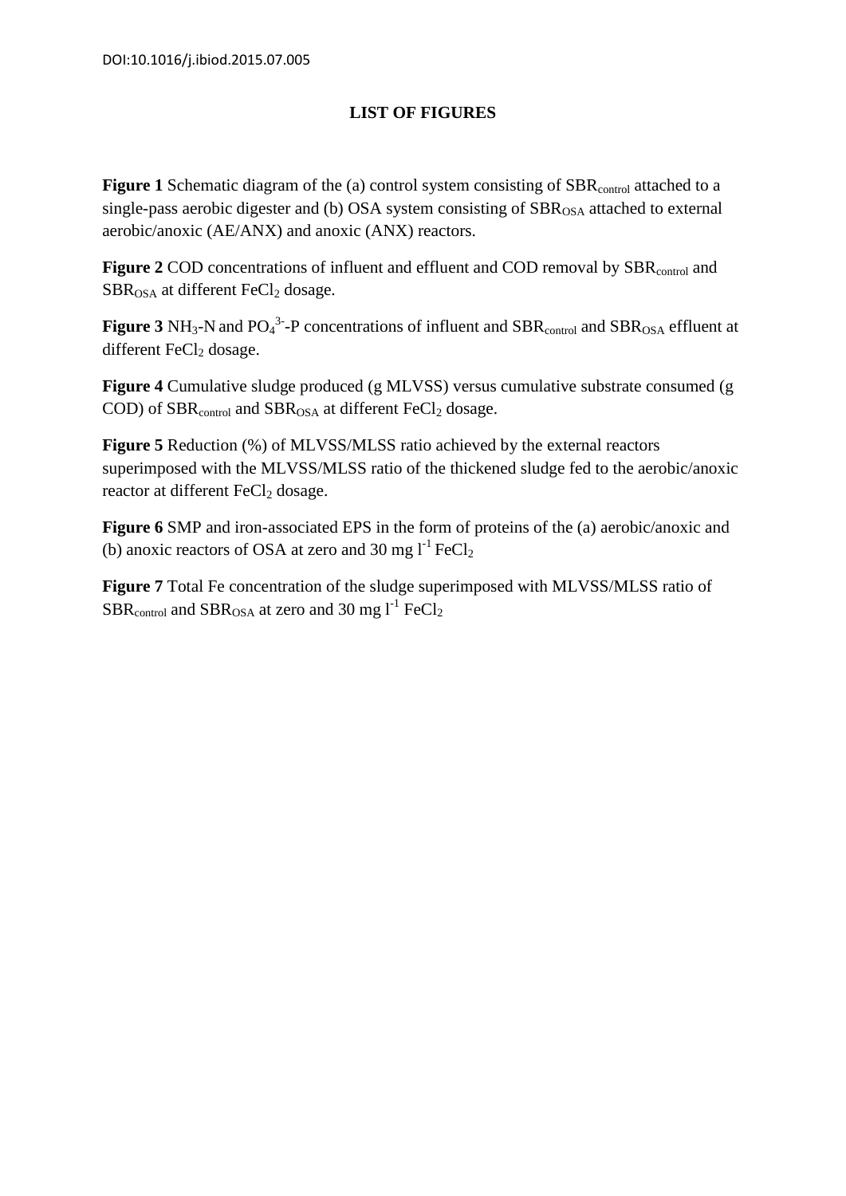# LIST OF FIGURES

**Figure 1** Schematic diagram of the (a) control system consisting of $SBR_{control}$ attached to a single-pass aerobic digester and (b) OSA system consisting of $SBR_{OSA}$ attached to external aerobic/anoxic (AE/ANX) and anoxic (ANX) reactors.

**Figure 2** COD concentrations of influent and effluent and COD removal by $SBR_{control}$ and $SBR_{OSA}$ at different $FeCl_2$ dosage.

**Figure 3** $NH_3$-N and $PO_4^{3-}$-P concentrations of influent and $SBR_{control}$ and $SBR_{OSA}$ effluent at different $FeCl_2$ dosage.

**Figure 4** Cumulative sludge produced (g MLVSS) versus cumulative substrate consumed (g COD) of $SBR_{control}$ and $SBR_{OSA}$ at different $FeCl_2$ dosage.

**Figure 5** Reduction (%) of MLVSS/MLSS ratio achieved by the external reactors superimposed with the MLVSS/MLSS ratio of the thickened sludge fed to the aerobic/anoxic reactor at different $FeCl_2$ dosage.

**Figure 6** SMP and iron-associated EPS in the form of proteins of the (a) aerobic/anoxic and (b) anoxic reactors of OSA at zero and 30 mg $l^{-1}$ $FeCl_2$

**Figure 7** Total Fe concentration of the sludge superimposed with MLVSS/MLSS ratio of $SBR_{control}$ and $SBR_{OSA}$ at zero and 30 mg $l^{-1}$ $FeCl_2$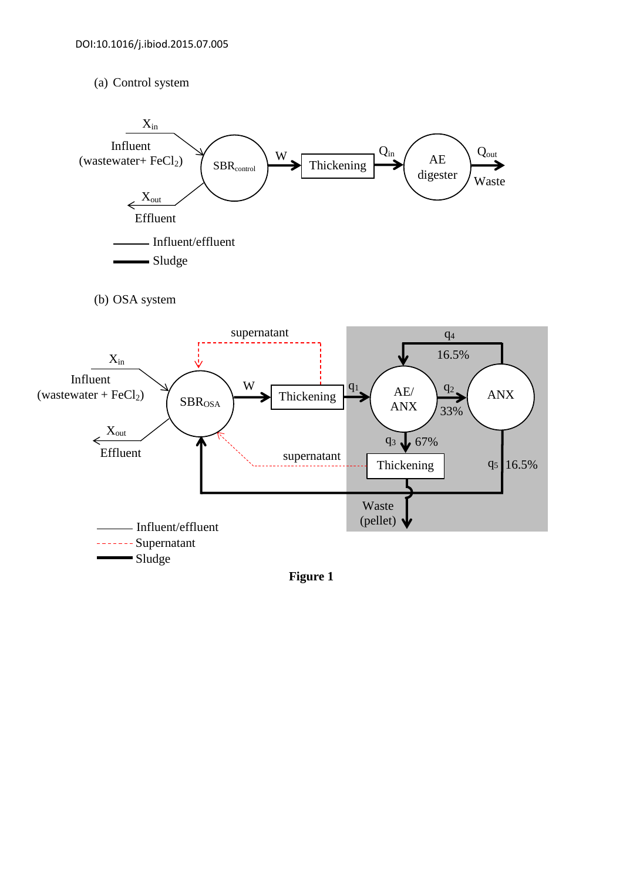(a) Control system

(b) OSA system

**Figure 1**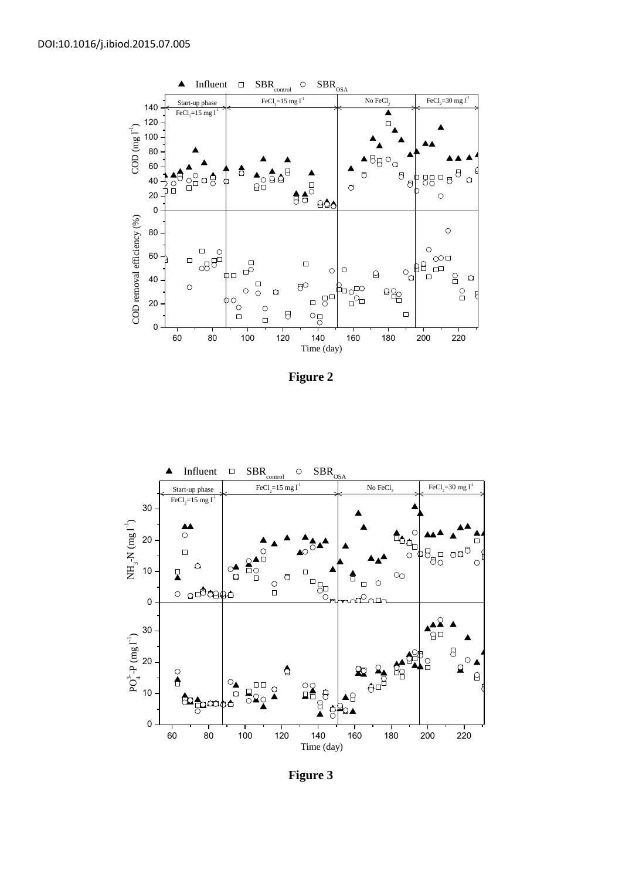DOI:10.1016/j.ibiod.2015.07.005

**Figure 2**

**Figure 3**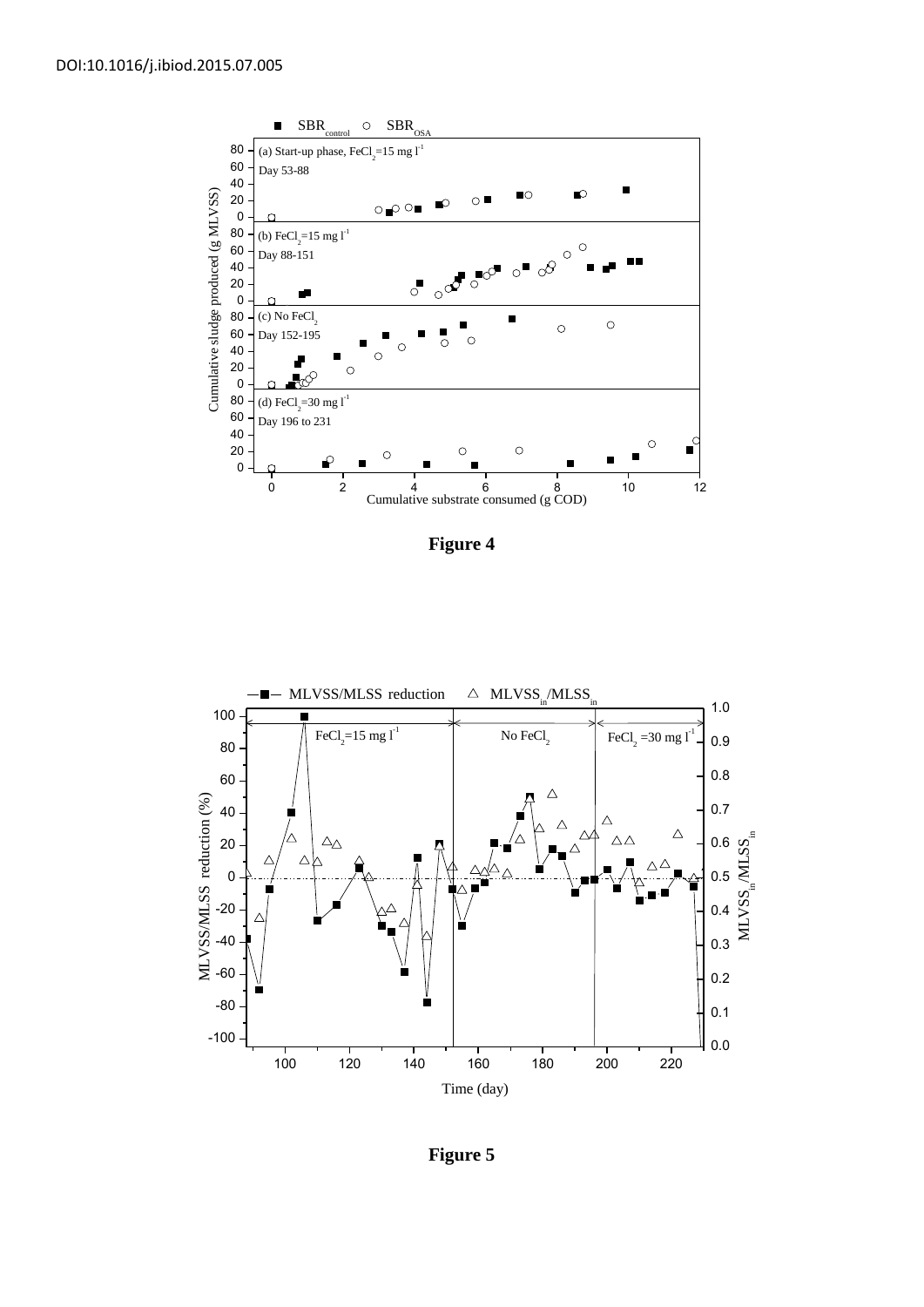DOI:10.1016/j.ibiod.2015.07.005

**Figure 4**

**Figure 5**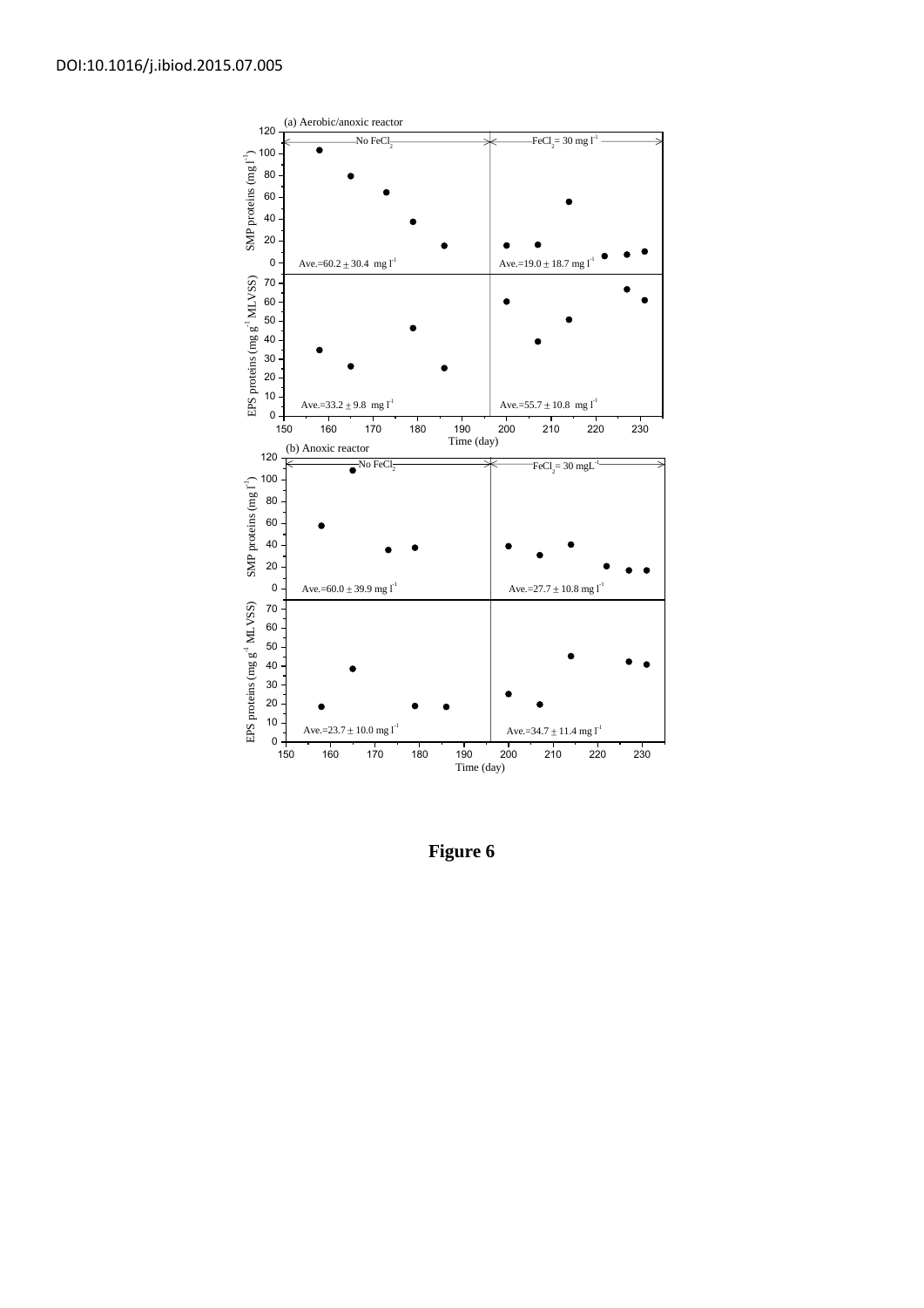DOI:10.1016/j.ibiod.2015.07.005

(a) Aerobic/anoxic reactor

No $FeCl_2$ | $FeCl_2$ = 30 mg l$^{-1}$

SMP proteins (mg l$^{-1}$)

Ave.=60.2 ± 30.4 mg l$^{-1}$ | Ave.=19.0 ± 18.7 mg l$^{-1}$

EPS proteins (mg g$^{-1}$ MLVSS)

Ave.=33.2 ± 9.8 mg l$^{-1}$ | Ave.=55.7 ± 10.8 mg l$^{-1}$

Time (day)

(b) Anoxic reactor

No $FeCl_2$ | $FeCl_2$ = 30 mgL$^{-1}$

SMP proteins (mg l$^{-1}$)

Ave.=60.0 ± 39.9 mg l$^{-1}$ | Ave.=27.7 ± 10.8 mg l$^{-1}$

EPS proteins (mg g$^{-1}$ MLVSS)

Ave.=23.7 ± 10.0 mg l$^{-1}$ | Ave.=34.7 ± 11.4 mg l$^{-1}$

Time (day)

**Figure 6**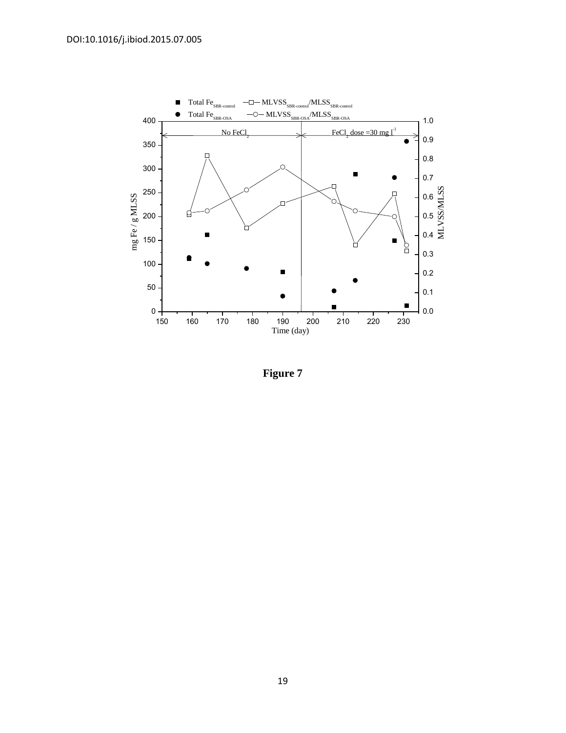Figure 7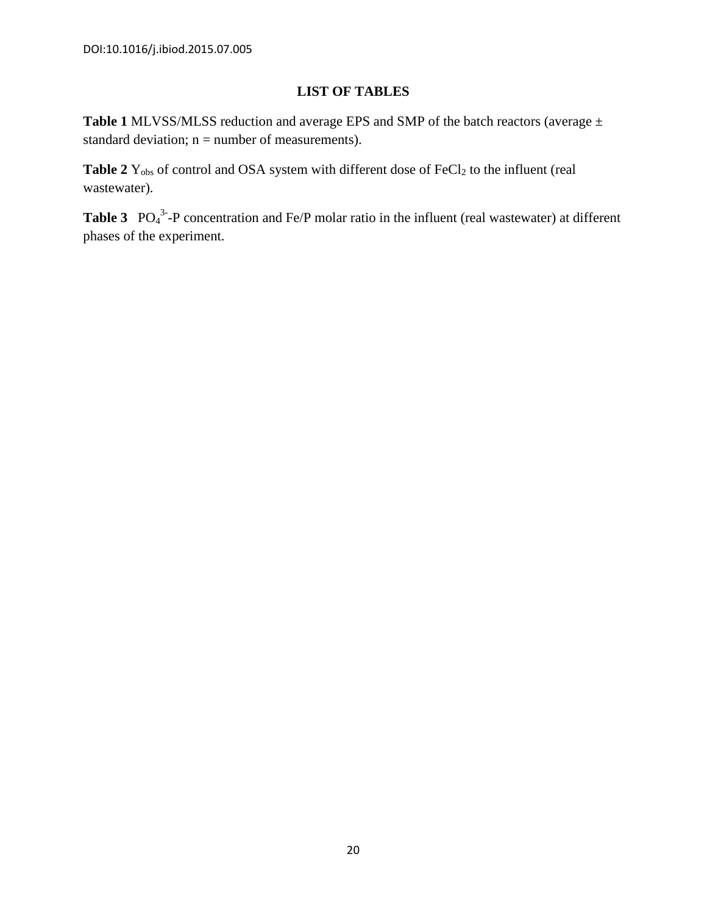# LIST OF TABLES

**Table 1** MLVSS/MLSS reduction and average EPS and SMP of the batch reactors (average ± standard deviation; n = number of measurements).

**Table 2** $Y_{obs}$ of control and OSA system with different dose of $FeCl_2$ to the influent (real wastewater).

**Table 3** $PO_4^{3-}$-P concentration and Fe/P molar ratio in the influent (real wastewater) at different phases of the experiment.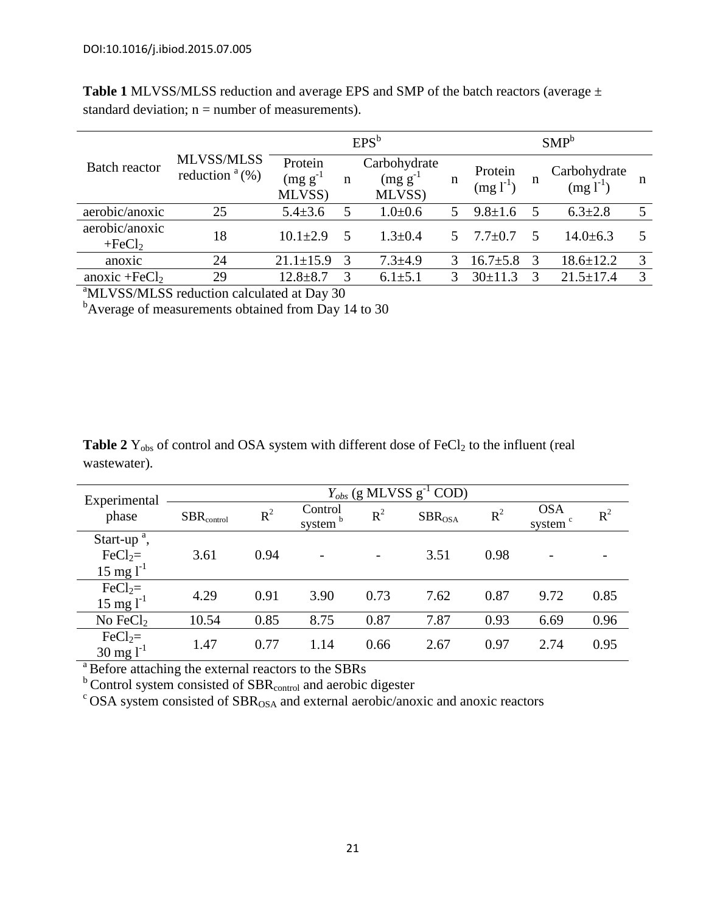**Table 1** MLVSS/MLSS reduction and average EPS and SMP of the batch reactors (average ± standard deviation; n = number of measurements).

| Batch reactor | MLVSS/MLSS reduction [a] (%) | EPS[b] | | | | SMP[b] | | | |
|---|---|---|---|---|---|---|---|---|---|
| | | Protein (mg $g^{-1}$ MLVSS) | n | Carbohydrate (mg $g^{-1}$ MLVSS) | n | Protein (mg $l^{-1}$) | n | Carbohydrate (mg $l^{-1}$) | n |
| aerobic/anoxic | 25 | 5.4±3.6 | 5 | 1.0±0.6 | 5 | 9.8±1.6 | 5 | 6.3±2.8 | 5 |
| aerobic/anoxic +$FeCl_2$ | 18 | 10.1±2.9 | 5 | 1.3±0.4 | 5 | 7.7±0.7 | 5 | 14.0±6.3 | 5 |
| anoxic | 24 | 21.1±15.9 | 3 | 7.3±4.9 | 3 | 16.7±5.8 | 3 | 18.6±12.2 | 3 |
| anoxic +$FeCl_2$ | 29 | 12.8±8.7 | 3 | 6.1±5.1 | 3 | 30±11.3 | 3 | 21.5±17.4 | 3 |

[a]MLVSS/MLSS reduction calculated at Day 30
[b]Average of measurements obtained from Day 14 to 30

**Table 2** $Y_{obs}$ of control and OSA system with different dose of $FeCl_2$ to the influent (real wastewater).

| Experimental phase | $Y_{obs}$ (g MLVSS $g^{-1}$ COD) | | | | | | | |
|---|---|---|---|---|---|---|---|---|
| | $SBR_{control}$ | $R^2$ | Control system [b] | $R^2$ | $SBR_{OSA}$ | $R^2$ | OSA system [c] | $R^2$ |
| Start-up [a], $FeCl_2$= 15 mg $l^{-1}$ | 3.61 | 0.94 | - | - | 3.51 | 0.98 | - | - |
| $FeCl_2$= 15 mg $l^{-1}$ | 4.29 | 0.91 | 3.90 | 0.73 | 7.62 | 0.87 | 9.72 | 0.85 |
| No $FeCl_2$ | 10.54 | 0.85 | 8.75 | 0.87 | 7.87 | 0.93 | 6.69 | 0.96 |
| $FeCl_2$= 30 mg $l^{-1}$ | 1.47 | 0.77 | 1.14 | 0.66 | 2.67 | 0.97 | 2.74 | 0.95 |

[a] Before attaching the external reactors to the SBRs
[b] Control system consisted of $SBR_{control}$ and aerobic digester
[c] OSA system consisted of $SBR_{OSA}$ and external aerobic/anoxic and anoxic reactors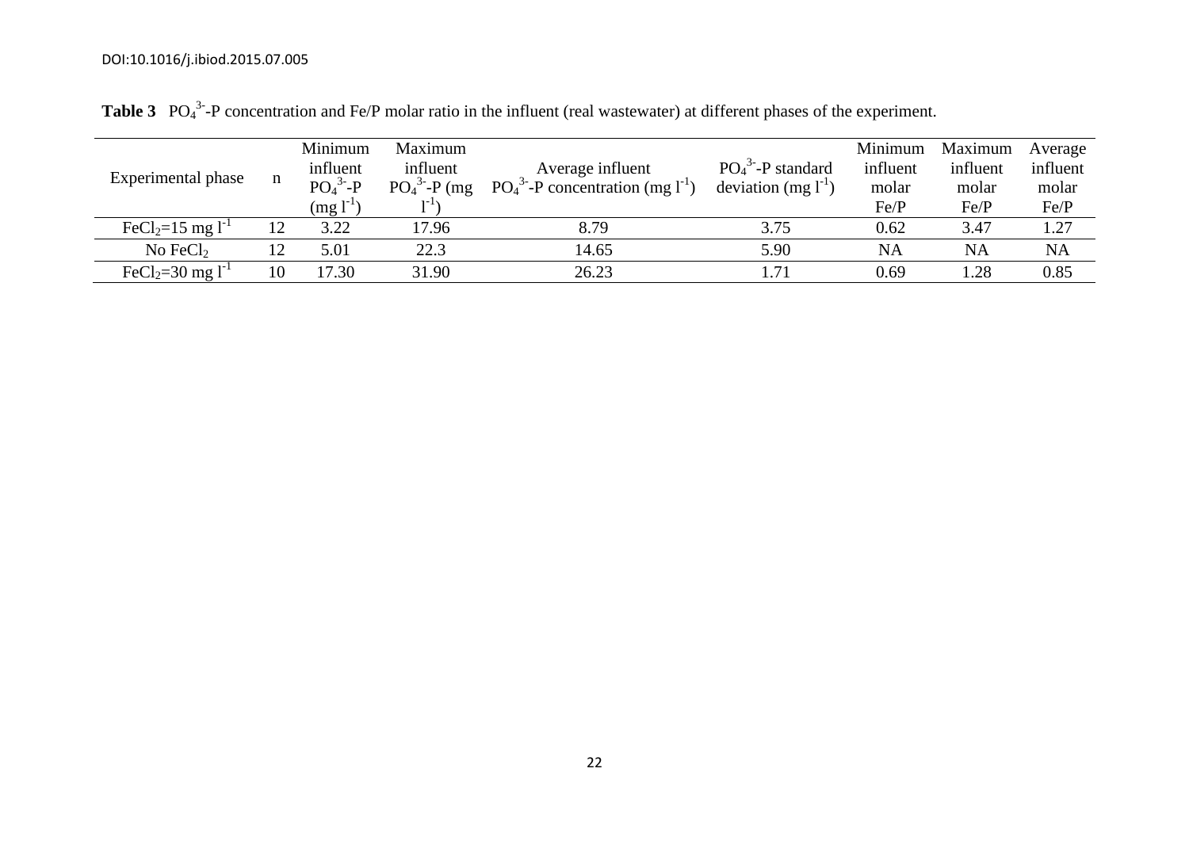**Table 3** $PO_4^{3-}$-P concentration and Fe/P molar ratio in the influent (real wastewater) at different phases of the experiment.

| Experimental phase | n | Minimum influent $PO_4^{3-}$-P (mg $l^{-1}$) | Maximum influent $PO_4^{3-}$-P (mg $l^{-1}$) | Average influent $PO_4^{3-}$-P concentration (mg $l^{-1}$) | $PO_4^{3-}$-P standard deviation (mg $l^{-1}$) | Minimum influent molar Fe/P | Maximum influent molar Fe/P | Average influent molar Fe/P |
|---|---|---|---|---|---|---|---|---|
| $FeCl_2$=15 mg $l^{-1}$ | 12 | 3.22 | 17.96 | 8.79 | 3.75 | 0.62 | 3.47 | 1.27 |
| No $FeCl_2$ | 12 | 5.01 | 22.3 | 14.65 | 5.90 | NA | NA | NA |
| $FeCl_2$=30 mg $l^{-1}$ | 10 | 17.30 | 31.90 | 26.23 | 1.71 | 0.69 | 1.28 | 0.85 |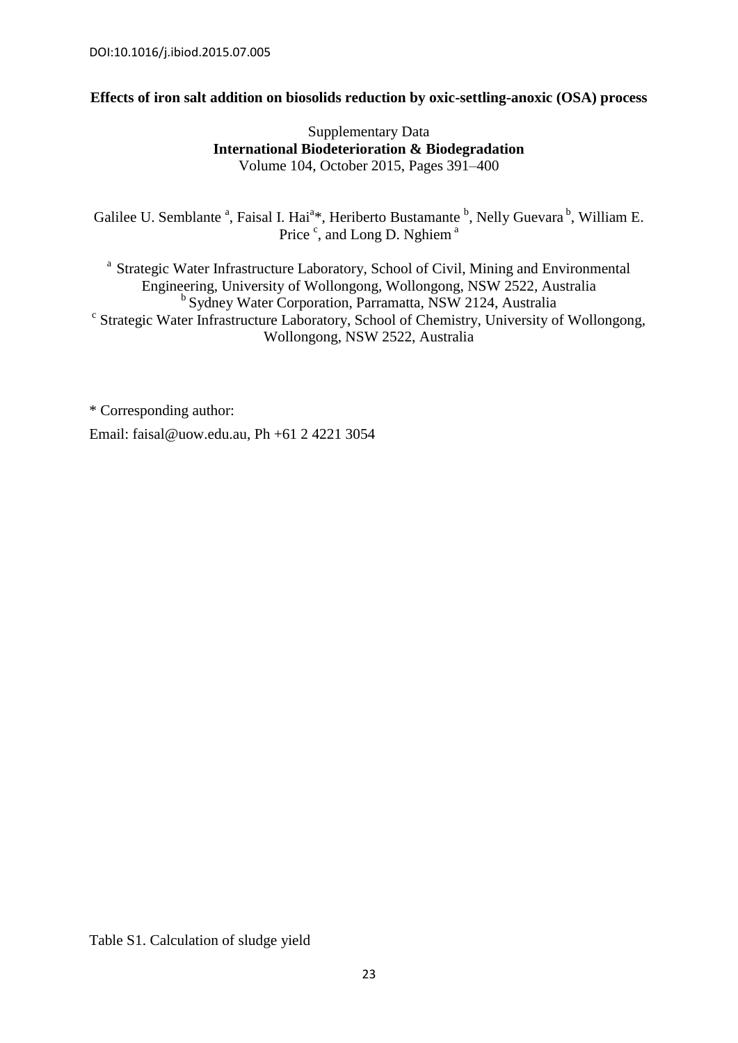DOI:10.1016/j.ibiod.2015.07.005

**Effects of iron salt addition on biosolids reduction by oxic-settling-anoxic (OSA) process**

Supplementary Data
**International Biodeterioration & Biodegradation**
Volume 104, October 2015, Pages 391–400

Galilee U. Semblante [a], Faisal I. Hai[a]*, Heriberto Bustamante [b], Nelly Guevara [b], William E. Price [c], and Long D. Nghiem [a]

[a] Strategic Water Infrastructure Laboratory, School of Civil, Mining and Environmental Engineering, University of Wollongong, Wollongong, NSW 2522, Australia
[b] Sydney Water Corporation, Parramatta, NSW 2124, Australia
[c] Strategic Water Infrastructure Laboratory, School of Chemistry, University of Wollongong, Wollongong, NSW 2522, Australia

\* Corresponding author:

Email: faisal@uow.edu.au, Ph +61 2 4221 3054

Table S1. Calculation of sludge yield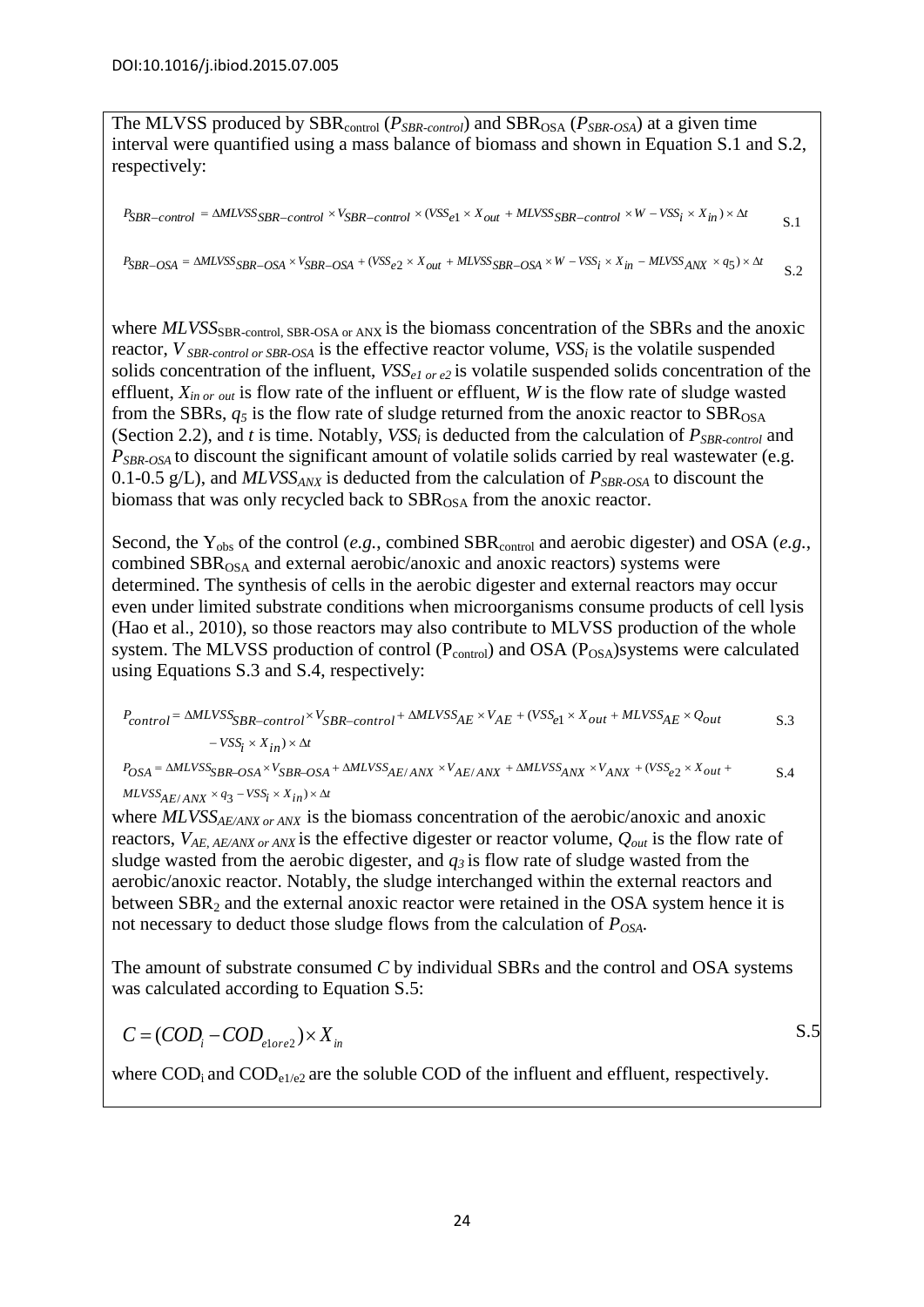DOI:10.1016/j.ibiod.2015.07.005

The MLVSS produced by $SBR_{control}$ ($P_{SBR-control}$) and $SBR_{OSA}$ ($P_{SBR-OSA}$) at a given time interval were quantified using a mass balance of biomass and shown in Equation S.1 and S.2, respectively:

$$P_{SBR-control} = \Delta MLVSS_{SBR-control} \times V_{SBR-control} \times (VSS_{e1} \times X_{out} + MLVSS_{SBR-control} \times W - VSS_i \times X_{in}) \times \Delta t \quad \text{S.1}$$

$$P_{SBR-OSA} = \Delta MLVSS_{SBR-OSA} \times V_{SBR-OSA} + (VSS_{e2} \times X_{out} + MLVSS_{SBR-OSA} \times W - VSS_i \times X_{in} - MLVSS_{ANX} \times q_5) \times \Delta t \quad \text{S.2}$$

where $MLVSS_{\text{SBR-control, SBR-OSA or ANX}}$ is the biomass concentration of the SBRs and the anoxic reactor, $V_{\text{SBR-control or SBR-OSA}}$ is the effective reactor volume, $VSS_i$ is the volatile suspended solids concentration of the influent, $VSS_{e1\ or\ e2}$ is volatile suspended solids concentration of the effluent, $X_{in\ or\ out}$ is flow rate of the influent or effluent, $W$ is the flow rate of sludge wasted from the SBRs, $q_5$ is the flow rate of sludge returned from the anoxic reactor to $SBR_{OSA}$ (Section 2.2), and $t$ is time. Notably, $VSS_i$ is deducted from the calculation of $P_{SBR-control}$ and $P_{SBR-OSA}$ to discount the significant amount of volatile solids carried by real wastewater (e.g. 0.1-0.5 g/L), and $MLVSS_{ANX}$ is deducted from the calculation of $P_{SBR-OSA}$ to discount the biomass that was only recycled back to $SBR_{OSA}$ from the anoxic reactor.

Second, the $Y_{obs}$ of the control (*e.g.*, combined $SBR_{control}$ and aerobic digester) and OSA (*e.g.*, combined $SBR_{OSA}$ and external aerobic/anoxic and anoxic reactors) systems were determined. The synthesis of cells in the aerobic digester and external reactors may occur even under limited substrate conditions when microorganisms consume products of cell lysis (Hao et al., 2010), so those reactors may also contribute to MLVSS production of the whole system. The MLVSS production of control ($P_{control}$) and OSA ($P_{OSA}$) systems were calculated using Equations S.3 and S.4, respectively:

$$P_{control} = \Delta MLVSS_{SBR-control} \times V_{SBR-control} + \Delta MLVSS_{AE} \times V_{AE} + (VSS_{e1} \times X_{out} + MLVSS_{AE} \times Q_{out} - VSS_i \times X_{in}) \times \Delta t \quad \text{S.3}$$

$$P_{OSA} = \Delta MLVSS_{SBR-OSA} \times V_{SBR-OSA} + \Delta MLVSS_{AE/ANX} \times V_{AE/ANX} + \Delta MLVSS_{ANX} \times V_{ANX} + (VSS_{e2} \times X_{out} + MLVSS_{AE/ANX} \times q_3 - VSS_i \times X_{in}) \times \Delta t \quad \text{S.4}$$

where $MLVSS_{AE/ANX\ or\ ANX}$ is the biomass concentration of the aerobic/anoxic and anoxic reactors, $V_{\text{AE, AE/ANX or ANX}}$ is the effective digester or reactor volume, $Q_{out}$ is the flow rate of sludge wasted from the aerobic digester, and $q_3$ is flow rate of sludge wasted from the aerobic/anoxic reactor. Notably, the sludge interchanged within the external reactors and between $SBR_2$ and the external anoxic reactor were retained in the OSA system hence it is not necessary to deduct those sludge flows from the calculation of $P_{OSA}$.

The amount of substrate consumed $C$ by individual SBRs and the control and OSA systems was calculated according to Equation S.5:

$$C = (COD_i - COD_{e1ore2}) \times X_{in} \quad \text{S.5}$$

where $COD_i$ and $COD_{e1/e2}$ are the soluble COD of the influent and effluent, respectively.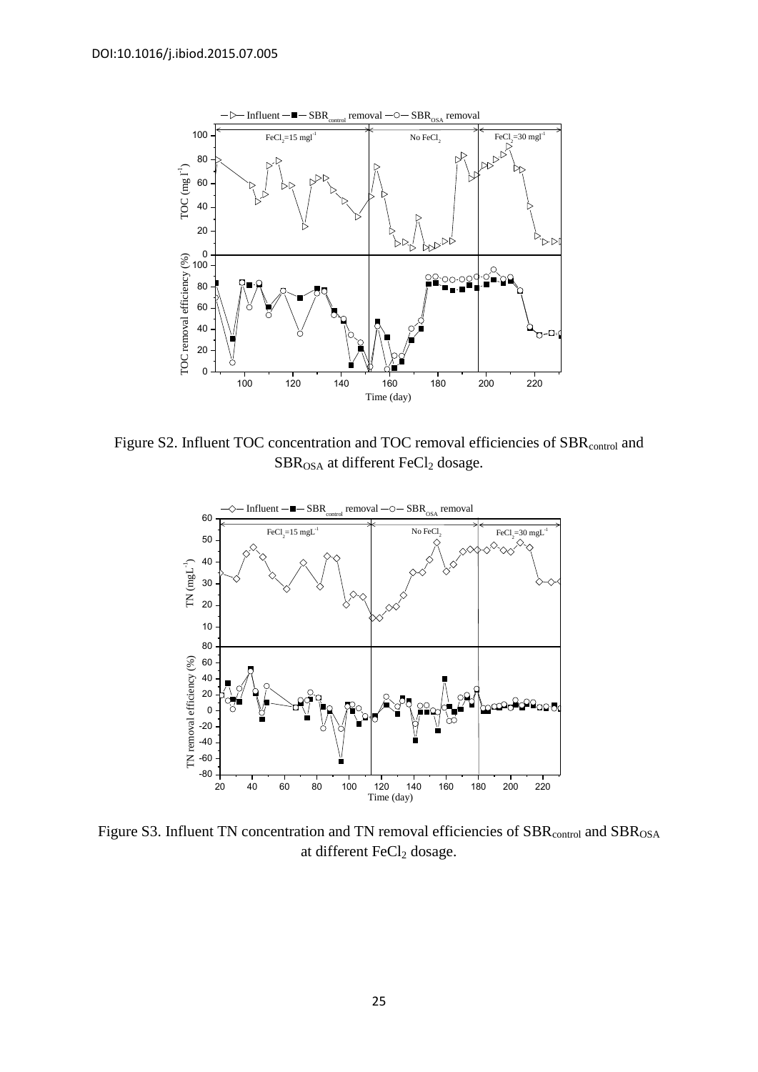DOI:10.1016/j.ibiod.2015.07.005

Figure S2. Influent TOC concentration and TOC removal efficiencies of $SBR_{control}$ and $SBR_{OSA}$ at different $FeCl_2$ dosage.

Figure S3. Influent TN concentration and TN removal efficiencies of $SBR_{control}$ and $SBR_{OSA}$ at different $FeCl_2$ dosage.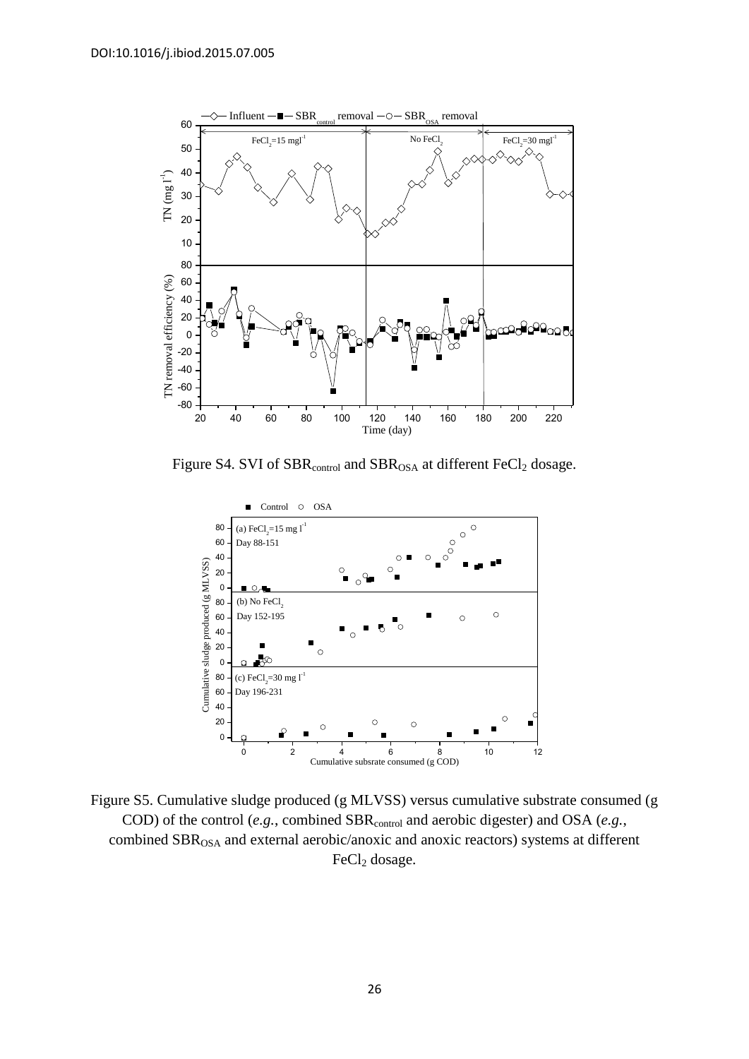DOI:10.1016/j.ibiod.2015.07.005

Figure S4. SVI of $SBR_{control}$ and $SBR_{OSA}$ at different $FeCl_2$ dosage.

Figure S5. Cumulative sludge produced (g MLVSS) versus cumulative substrate consumed (g COD) of the control (*e.g.*, combined $SBR_{control}$ and aerobic digester) and OSA (*e.g.*, combined $SBR_{OSA}$ and external aerobic/anoxic and anoxic reactors) systems at different $FeCl_2$ dosage.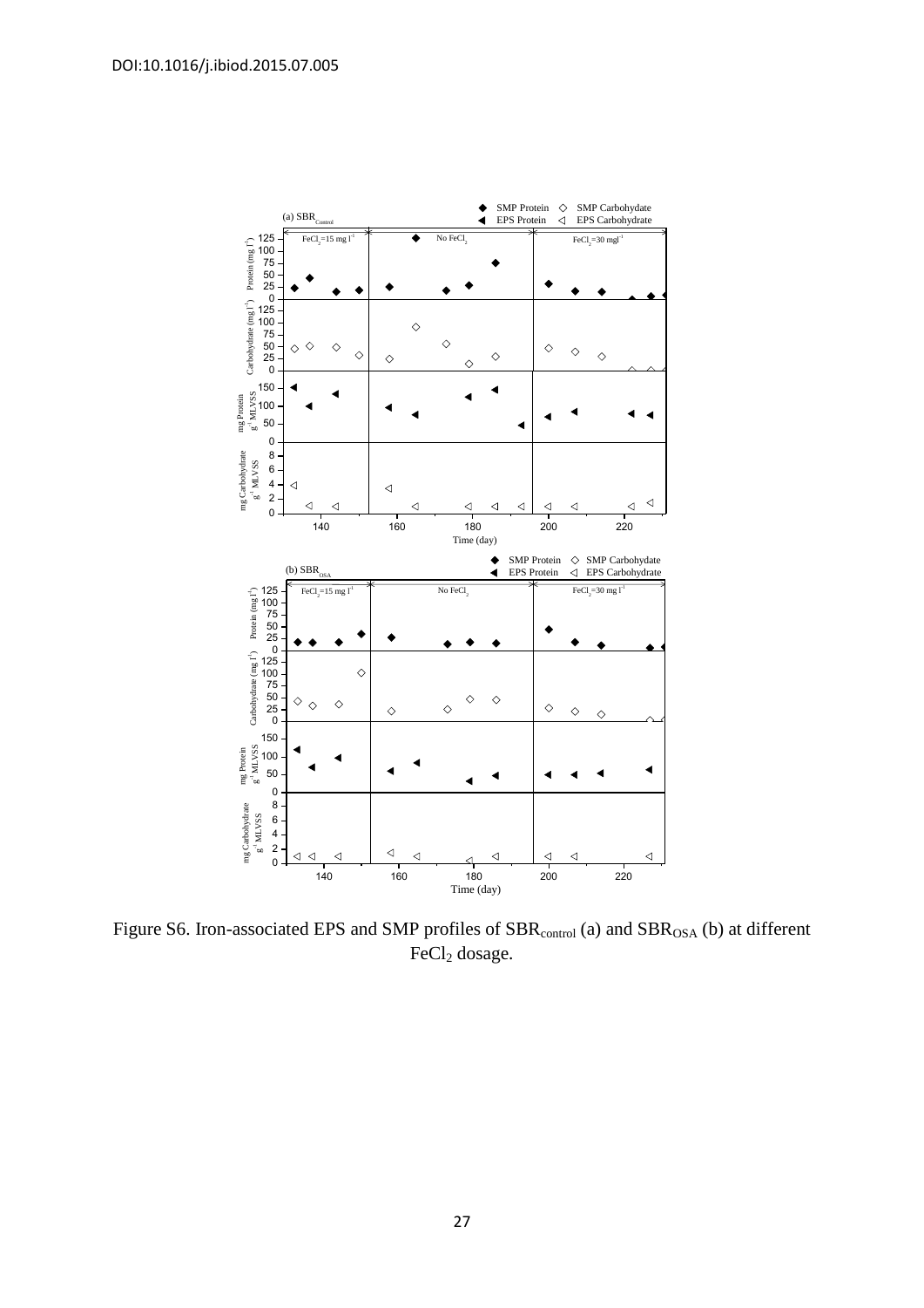DOI:10.1016/j.ibiod.2015.07.005

Figure S6. Iron-associated EPS and SMP profiles of $SBR_{control}$ (a) and $SBR_{OSA}$ (b) at different $FeCl_2$ dosage.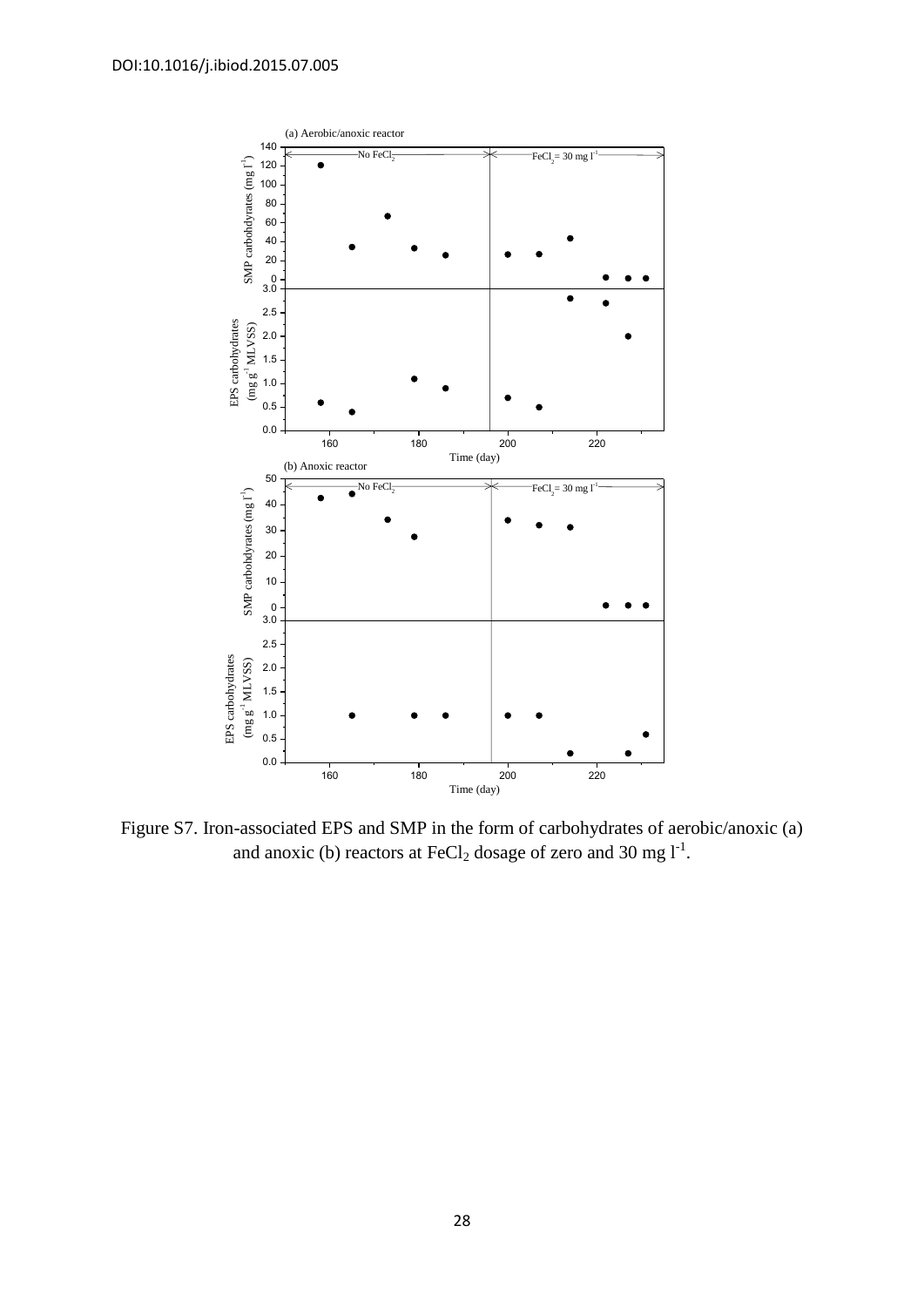DOI:10.1016/j.ibiod.2015.07.005

(a) Aerobic/anoxic reactor

No $FeCl_2$

$FeCl_2$ = 30 mg $l^{-1}$

SMP carbohdyrates (mg $l^{-1}$)

140
120
100
80
60
40
20
0

EPS carbohydrates (mg $g^{-1}$ MLVSS)

3.0
2.5
2.0
1.5
1.0
0.5
0.0

160 180 200 220

Time (day)

(b) Anoxic reactor

No $FeCl_2$

$FeCl_2$ = 30 mg $l^{-1}$

SMP carbohdyrates (mg $l^{-1}$)

50
40
30
20
10
0

EPS carbohydrates (mg $g^{-1}$ MLVSS)

3.0
2.5
2.0
1.5
1.0
0.5
0.0

160 180 200 220

Time (day)

Figure S7. Iron-associated EPS and SMP in the form of carbohydrates of aerobic/anoxic (a) and anoxic (b) reactors at $FeCl_2$ dosage of zero and 30 mg $l^{-1}$.